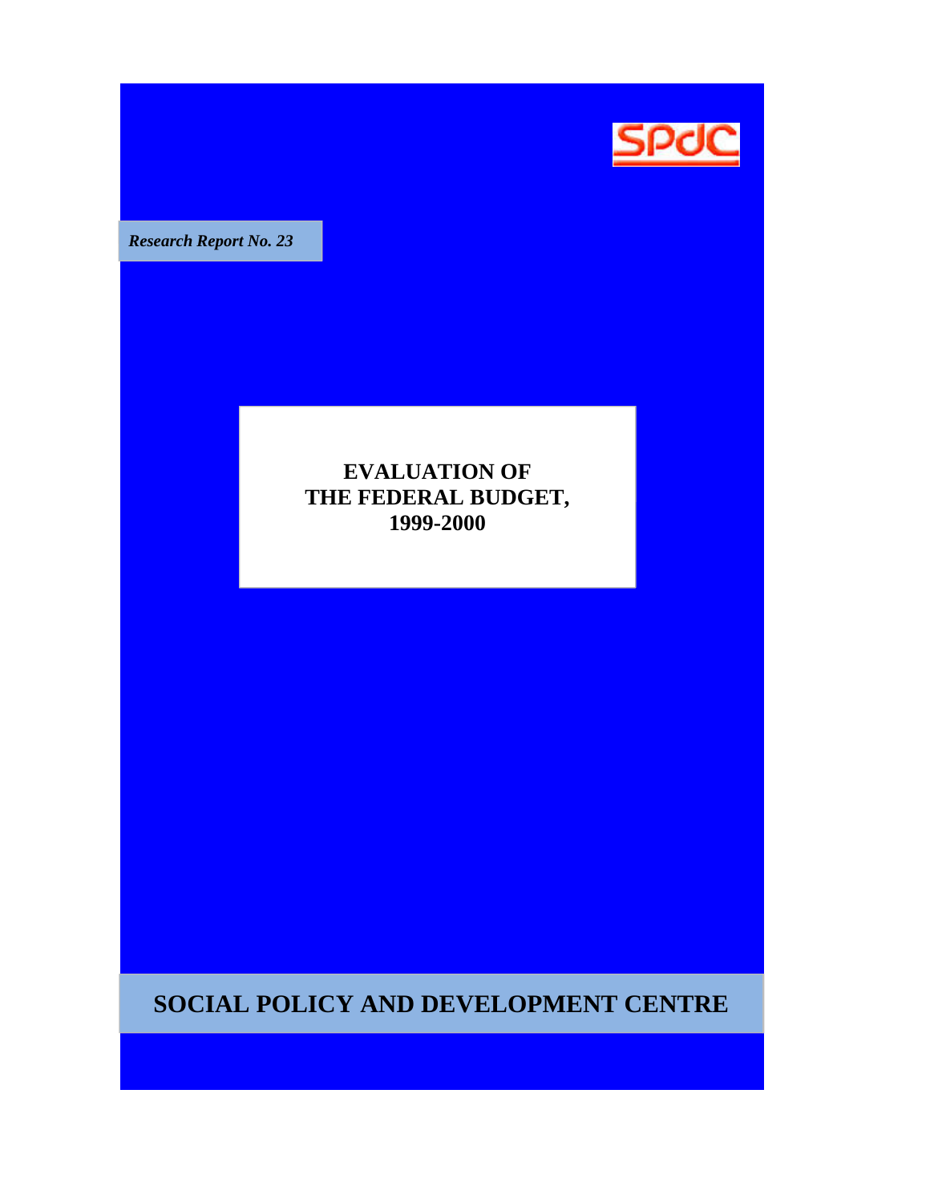SPDC

*Research Report No. 23*

# EVALUATION OF THE FEDERAL BUDGET, 1999-2000

## SOCIAL POLICY AND DEVELOPMENT CENTRE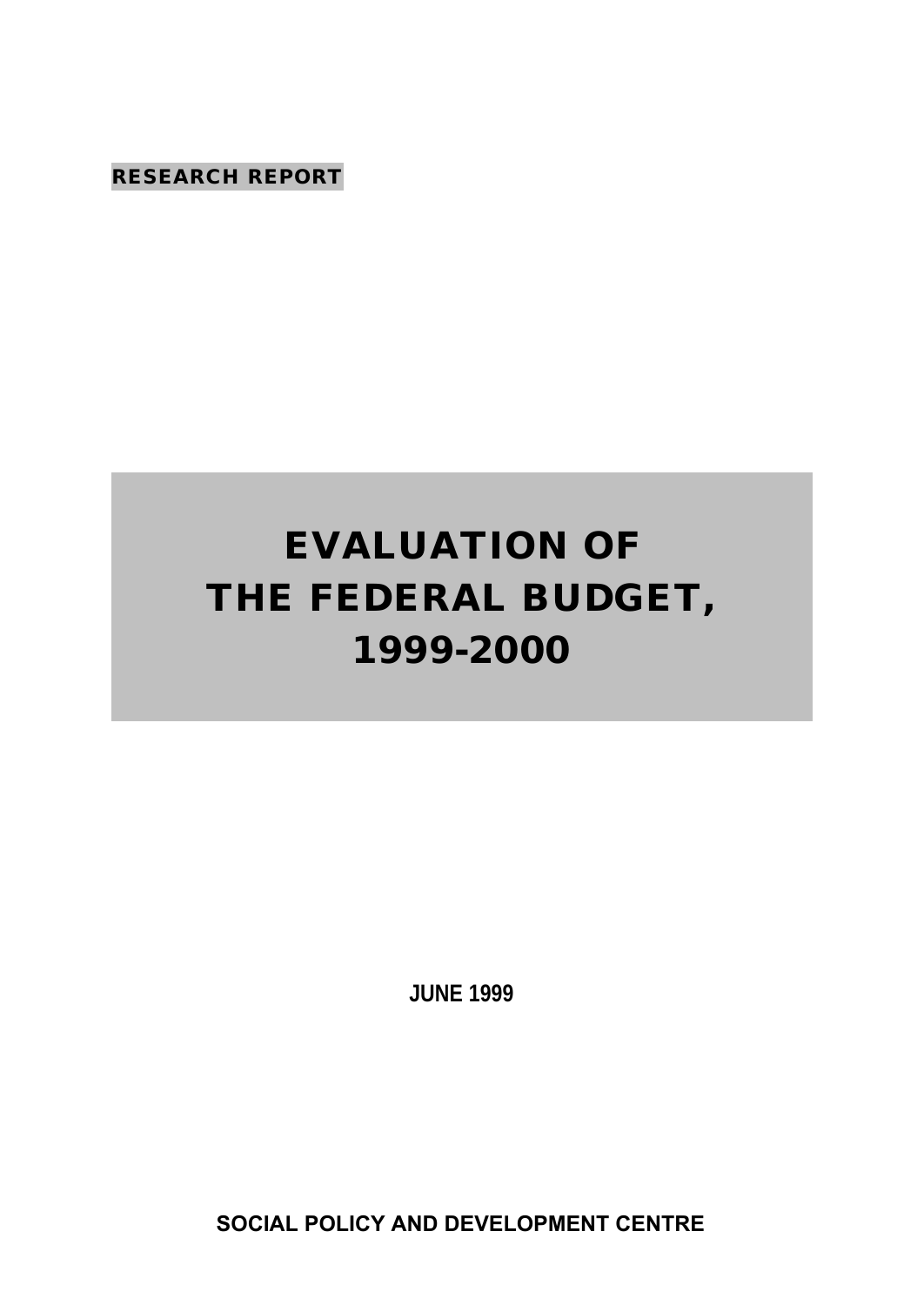**RESEARCH REPORT**

# EVALUATION OF THE FEDERAL BUDGET, 1999-2000

**JUNE 1999**

**SOCIAL POLICY AND DEVELOPMENT CENTRE**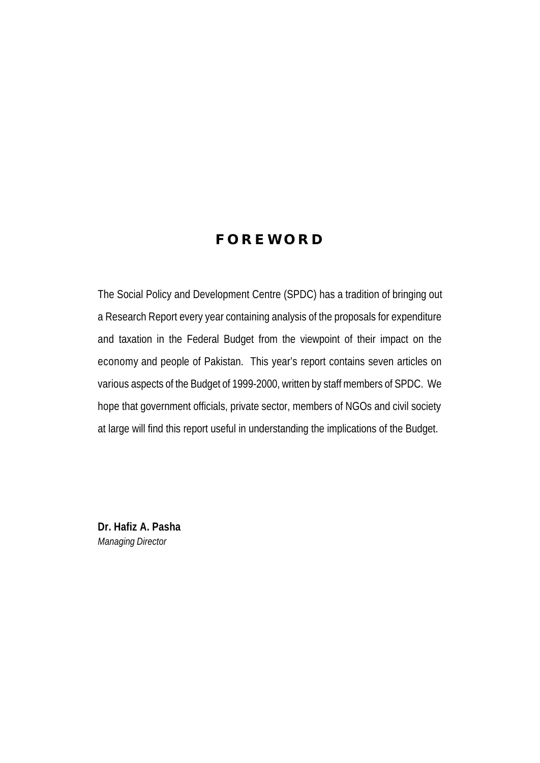# FOREWORD

The Social Policy and Development Centre (SPDC) has a tradition of bringing out a Research Report every year containing analysis of the proposals for expenditure and taxation in the Federal Budget from the viewpoint of their impact on the economy and people of Pakistan. This year's report contains seven articles on various aspects of the Budget of 1999-2000, written by staff members of SPDC. We hope that government officials, private sector, members of NGOs and civil society at large will find this report useful in understanding the implications of the Budget.

**Dr. Hafiz A. Pasha**
*Managing Director*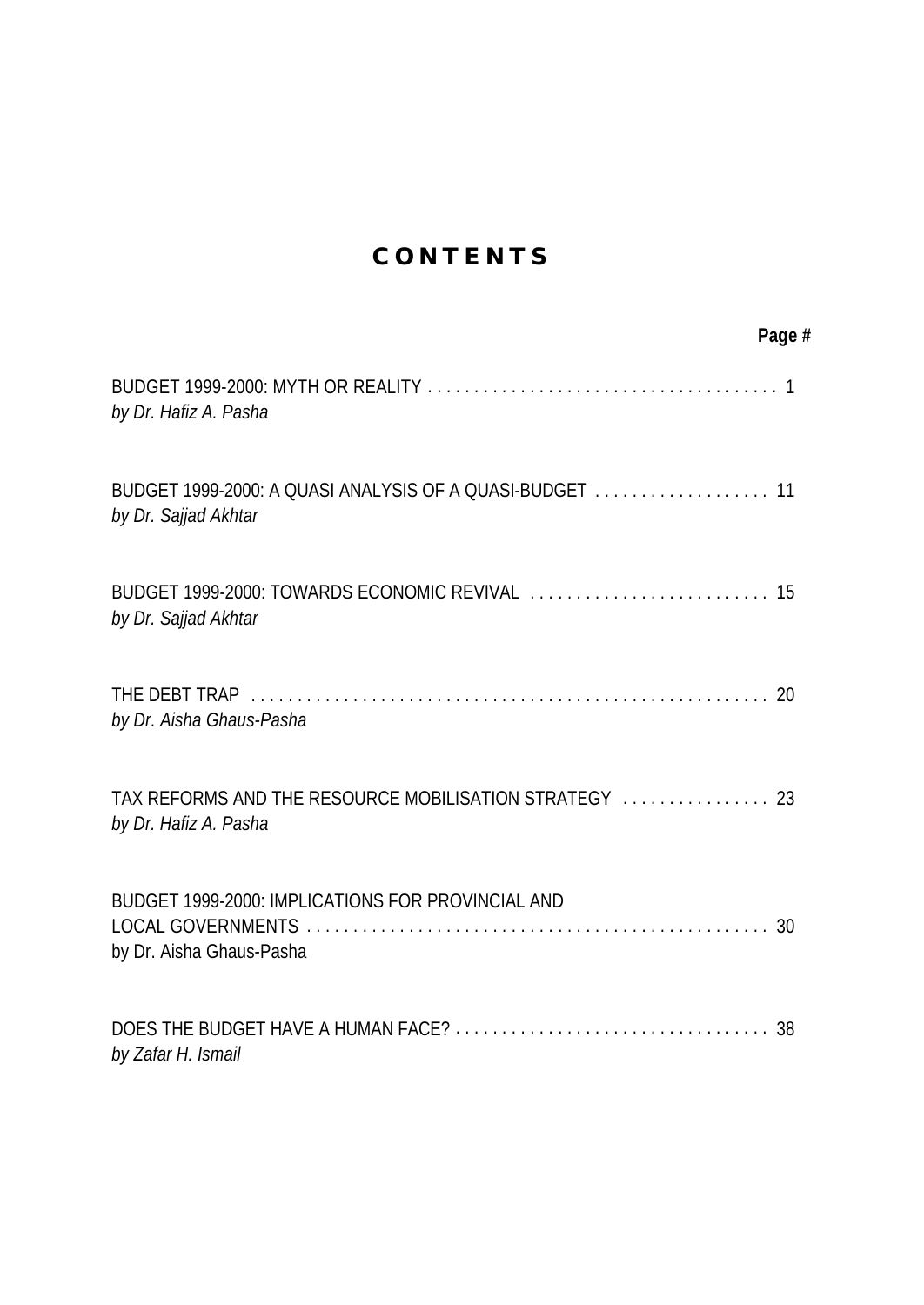# CONTENTS

| | Page # |
|---|---|
| BUDGET 1999-2000: MYTH OR REALITY<br>*by Dr. Hafiz A. Pasha* | 1 |
| BUDGET 1999-2000: A QUASI ANALYSIS OF A QUASI-BUDGET<br>*by Dr. Sajjad Akhtar* | 11 |
| BUDGET 1999-2000: TOWARDS ECONOMIC REVIVAL<br>*by Dr. Sajjad Akhtar* | 15 |
| THE DEBT TRAP<br>*by Dr. Aisha Ghaus-Pasha* | 20 |
| TAX REFORMS AND THE RESOURCE MOBILISATION STRATEGY<br>*by Dr. Hafiz A. Pasha* | 23 |
| BUDGET 1999-2000: IMPLICATIONS FOR PROVINCIAL AND LOCAL GOVERNMENTS<br>by Dr. Aisha Ghaus-Pasha | 30 |
| DOES THE BUDGET HAVE A HUMAN FACE?<br>*by Zafar H. Ismail* | 38 |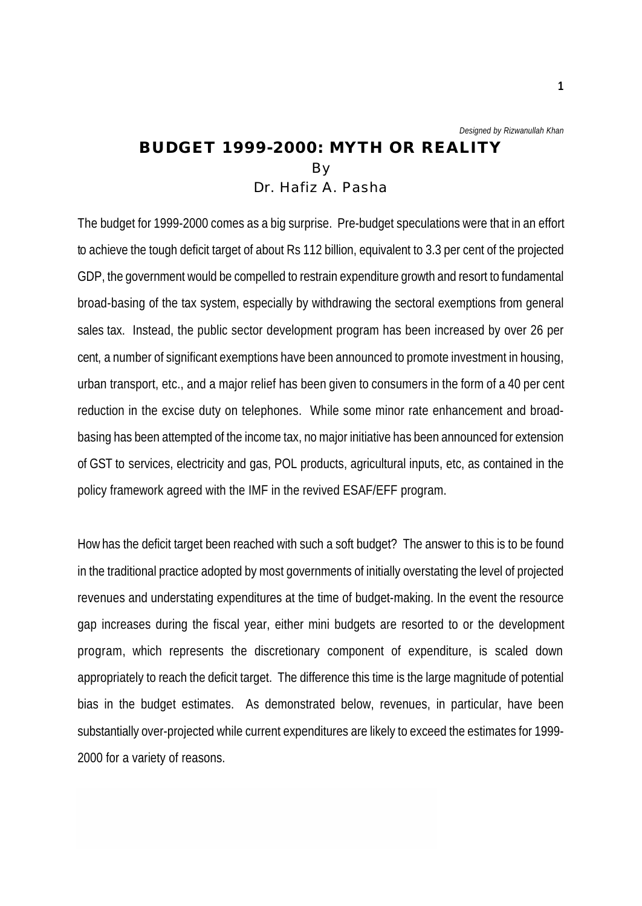*Designed by Rizwanullah Khan*

# BUDGET 1999-2000: MYTH OR REALITY

By

Dr. Hafiz A. Pasha

The budget for 1999-2000 comes as a big surprise. Pre-budget speculations were that in an effort to achieve the tough deficit target of about Rs 112 billion, equivalent to 3.3 per cent of the projected GDP, the government would be compelled to restrain expenditure growth and resort to fundamental broad-basing of the tax system, especially by withdrawing the sectoral exemptions from general sales tax. Instead, the public sector development program has been increased by over 26 per cent, a number of significant exemptions have been announced to promote investment in housing, urban transport, etc., and a major relief has been given to consumers in the form of a 40 per cent reduction in the excise duty on telephones. While some minor rate enhancement and broad-basing has been attempted of the income tax, no major initiative has been announced for extension of GST to services, electricity and gas, POL products, agricultural inputs, etc, as contained in the policy framework agreed with the IMF in the revived ESAF/EFF program.

How has the deficit target been reached with such a soft budget? The answer to this is to be found in the traditional practice adopted by most governments of initially overstating the level of projected revenues and understating expenditures at the time of budget-making. In the event the resource gap increases during the fiscal year, either mini budgets are resorted to or the development program, which represents the discretionary component of expenditure, is scaled down appropriately to reach the deficit target. The difference this time is the large magnitude of potential bias in the budget estimates. As demonstrated below, revenues, in particular, have been substantially over-projected while current expenditures are likely to exceed the estimates for 1999-2000 for a variety of reasons.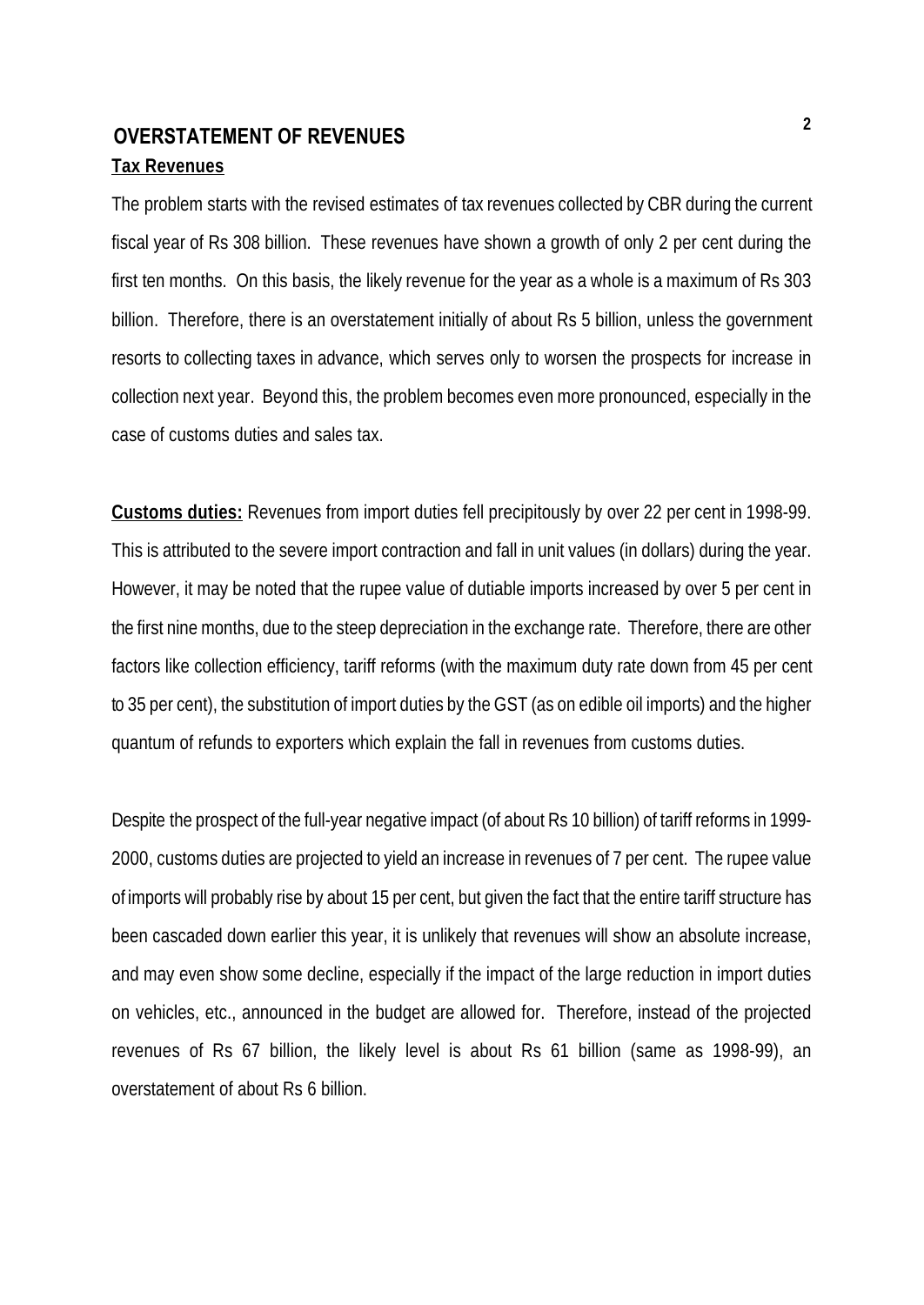## OVERSTATEMENT OF REVENUES

### Tax Revenues

The problem starts with the revised estimates of tax revenues collected by CBR during the current fiscal year of Rs 308 billion. These revenues have shown a growth of only 2 per cent during the first ten months. On this basis, the likely revenue for the year as a whole is a maximum of Rs 303 billion. Therefore, there is an overstatement initially of about Rs 5 billion, unless the government resorts to collecting taxes in advance, which serves only to worsen the prospects for increase in collection next year. Beyond this, the problem becomes even more pronounced, especially in the case of customs duties and sales tax.

**Customs duties:** Revenues from import duties fell precipitously by over 22 per cent in 1998-99. This is attributed to the severe import contraction and fall in unit values (in dollars) during the year. However, it may be noted that the rupee value of dutiable imports increased by over 5 per cent in the first nine months, due to the steep depreciation in the exchange rate. Therefore, there are other factors like collection efficiency, tariff reforms (with the maximum duty rate down from 45 per cent to 35 per cent), the substitution of import duties by the GST (as on edible oil imports) and the higher quantum of refunds to exporters which explain the fall in revenues from customs duties.

Despite the prospect of the full-year negative impact (of about Rs 10 billion) of tariff reforms in 1999-2000, customs duties are projected to yield an increase in revenues of 7 per cent. The rupee value of imports will probably rise by about 15 per cent, but given the fact that the entire tariff structure has been cascaded down earlier this year, it is unlikely that revenues will show an absolute increase, and may even show some decline, especially if the impact of the large reduction in import duties on vehicles, etc., announced in the budget are allowed for. Therefore, instead of the projected revenues of Rs 67 billion, the likely level is about Rs 61 billion (same as 1998-99), an overstatement of about Rs 6 billion.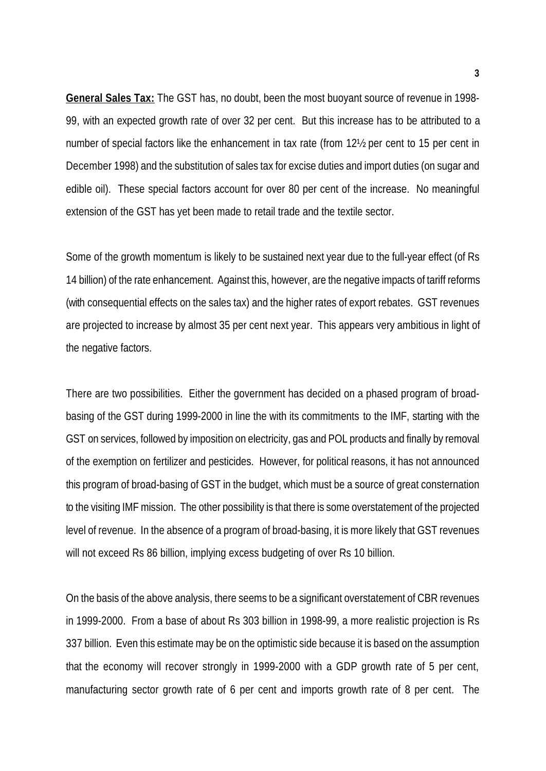**General Sales Tax:** The GST has, no doubt, been the most buoyant source of revenue in 1998-99, with an expected growth rate of over 32 per cent. But this increase has to be attributed to a number of special factors like the enhancement in tax rate (from 12½ per cent to 15 per cent in December 1998) and the substitution of sales tax for excise duties and import duties (on sugar and edible oil). These special factors account for over 80 per cent of the increase. No meaningful extension of the GST has yet been made to retail trade and the textile sector.

Some of the growth momentum is likely to be sustained next year due to the full-year effect (of Rs 14 billion) of the rate enhancement. Against this, however, are the negative impacts of tariff reforms (with consequential effects on the sales tax) and the higher rates of export rebates. GST revenues are projected to increase by almost 35 per cent next year. This appears very ambitious in light of the negative factors.

There are two possibilities. Either the government has decided on a phased program of broad-basing of the GST during 1999-2000 in line the with its commitments to the IMF, starting with the GST on services, followed by imposition on electricity, gas and POL products and finally by removal of the exemption on fertilizer and pesticides. However, for political reasons, it has not announced this program of broad-basing of GST in the budget, which must be a source of great consternation to the visiting IMF mission. The other possibility is that there is some overstatement of the projected level of revenue. In the absence of a program of broad-basing, it is more likely that GST revenues will not exceed Rs 86 billion, implying excess budgeting of over Rs 10 billion.

On the basis of the above analysis, there seems to be a significant overstatement of CBR revenues in 1999-2000. From a base of about Rs 303 billion in 1998-99, a more realistic projection is Rs 337 billion. Even this estimate may be on the optimistic side because it is based on the assumption that the economy will recover strongly in 1999-2000 with a GDP growth rate of 5 per cent, manufacturing sector growth rate of 6 per cent and imports growth rate of 8 per cent. The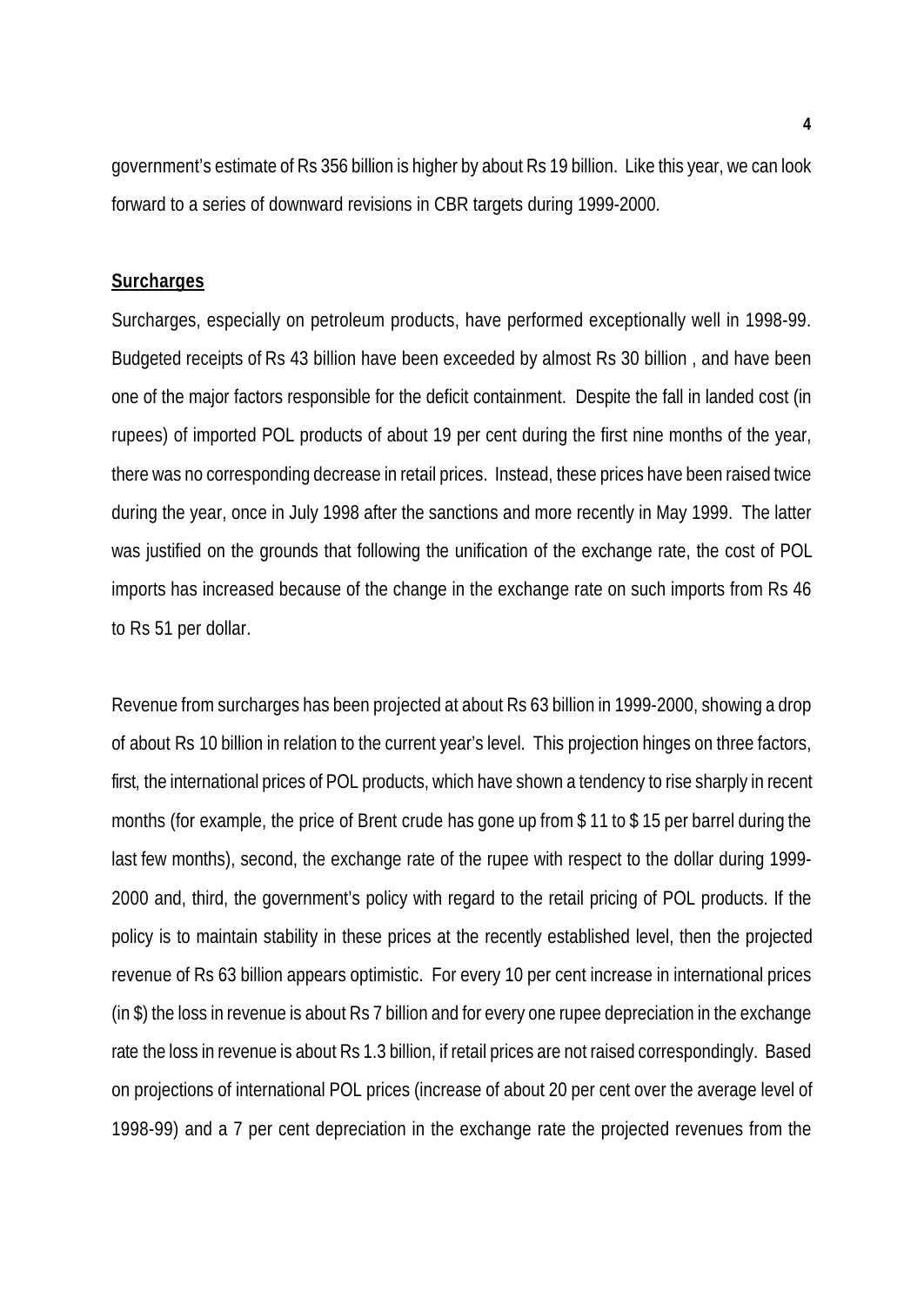government's estimate of Rs 356 billion is higher by about Rs 19 billion. Like this year, we can look forward to a series of downward revisions in CBR targets during 1999-2000.

## Surcharges

Surcharges, especially on petroleum products, have performed exceptionally well in 1998-99. Budgeted receipts of Rs 43 billion have been exceeded by almost Rs 30 billion , and have been one of the major factors responsible for the deficit containment. Despite the fall in landed cost (in rupees) of imported POL products of about 19 per cent during the first nine months of the year, there was no corresponding decrease in retail prices. Instead, these prices have been raised twice during the year, once in July 1998 after the sanctions and more recently in May 1999. The latter was justified on the grounds that following the unification of the exchange rate, the cost of POL imports has increased because of the change in the exchange rate on such imports from Rs 46 to Rs 51 per dollar.

Revenue from surcharges has been projected at about Rs 63 billion in 1999-2000, showing a drop of about Rs 10 billion in relation to the current year's level. This projection hinges on three factors, first, the international prices of POL products, which have shown a tendency to rise sharply in recent months (for example, the price of Brent crude has gone up from $ 11 to $ 15 per barrel during the last few months), second, the exchange rate of the rupee with respect to the dollar during 1999-2000 and, third, the government's policy with regard to the retail pricing of POL products. If the policy is to maintain stability in these prices at the recently established level, then the projected revenue of Rs 63 billion appears optimistic. For every 10 per cent increase in international prices (in $) the loss in revenue is about Rs 7 billion and for every one rupee depreciation in the exchange rate the loss in revenue is about Rs 1.3 billion, if retail prices are not raised correspondingly. Based on projections of international POL prices (increase of about 20 per cent over the average level of 1998-99) and a 7 per cent depreciation in the exchange rate the projected revenues from the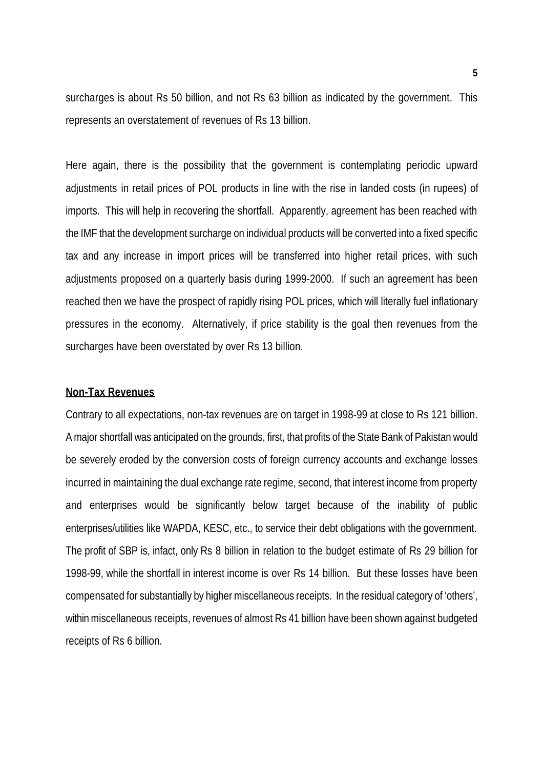surcharges is about Rs 50 billion, and not Rs 63 billion as indicated by the government. This represents an overstatement of revenues of Rs 13 billion.

Here again, there is the possibility that the government is contemplating periodic upward adjustments in retail prices of POL products in line with the rise in landed costs (in rupees) of imports. This will help in recovering the shortfall. Apparently, agreement has been reached with the IMF that the development surcharge on individual products will be converted into a fixed specific tax and any increase in import prices will be transferred into higher retail prices, with such adjustments proposed on a quarterly basis during 1999-2000. If such an agreement has been reached then we have the prospect of rapidly rising POL prices, which will literally fuel inflationary pressures in the economy. Alternatively, if price stability is the goal then revenues from the surcharges have been overstated by over Rs 13 billion.

**Non-Tax Revenues**

Contrary to all expectations, non-tax revenues are on target in 1998-99 at close to Rs 121 billion. A major shortfall was anticipated on the grounds, first, that profits of the State Bank of Pakistan would be severely eroded by the conversion costs of foreign currency accounts and exchange losses incurred in maintaining the dual exchange rate regime, second, that interest income from property and enterprises would be significantly below target because of the inability of public enterprises/utilities like WAPDA, KESC, etc., to service their debt obligations with the government. The profit of SBP is, infact, only Rs 8 billion in relation to the budget estimate of Rs 29 billion for 1998-99, while the shortfall in interest income is over Rs 14 billion. But these losses have been compensated for substantially by higher miscellaneous receipts. In the residual category of 'others', within miscellaneous receipts, revenues of almost Rs 41 billion have been shown against budgeted receipts of Rs 6 billion.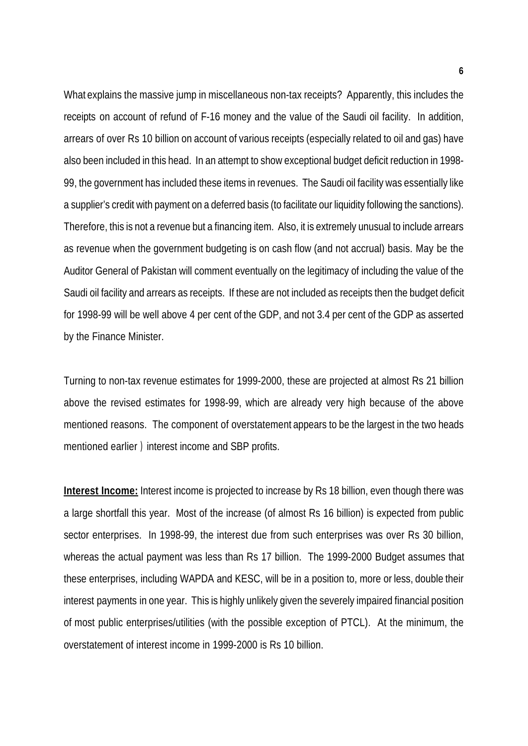What explains the massive jump in miscellaneous non-tax receipts? Apparently, this includes the receipts on account of refund of F-16 money and the value of the Saudi oil facility. In addition, arrears of over Rs 10 billion on account of various receipts (especially related to oil and gas) have also been included in this head. In an attempt to show exceptional budget deficit reduction in 1998-99, the government has included these items in revenues. The Saudi oil facility was essentially like a supplier's credit with payment on a deferred basis (to facilitate our liquidity following the sanctions). Therefore, this is not a revenue but a financing item. Also, it is extremely unusual to include arrears as revenue when the government budgeting is on cash flow (and not accrual) basis. May be the Auditor General of Pakistan will comment eventually on the legitimacy of including the value of the Saudi oil facility and arrears as receipts. If these are not included as receipts then the budget deficit for 1998-99 will be well above 4 per cent of the GDP, and not 3.4 per cent of the GDP as asserted by the Finance Minister.

Turning to non-tax revenue estimates for 1999-2000, these are projected at almost Rs 21 billion above the revised estimates for 1998-99, which are already very high because of the above mentioned reasons. The component of overstatement appears to be the largest in the two heads mentioned earlier ) interest income and SBP profits.

**Interest Income:** Interest income is projected to increase by Rs 18 billion, even though there was a large shortfall this year. Most of the increase (of almost Rs 16 billion) is expected from public sector enterprises. In 1998-99, the interest due from such enterprises was over Rs 30 billion, whereas the actual payment was less than Rs 17 billion. The 1999-2000 Budget assumes that these enterprises, including WAPDA and KESC, will be in a position to, more or less, double their interest payments in one year. This is highly unlikely given the severely impaired financial position of most public enterprises/utilities (with the possible exception of PTCL). At the minimum, the overstatement of interest income in 1999-2000 is Rs 10 billion.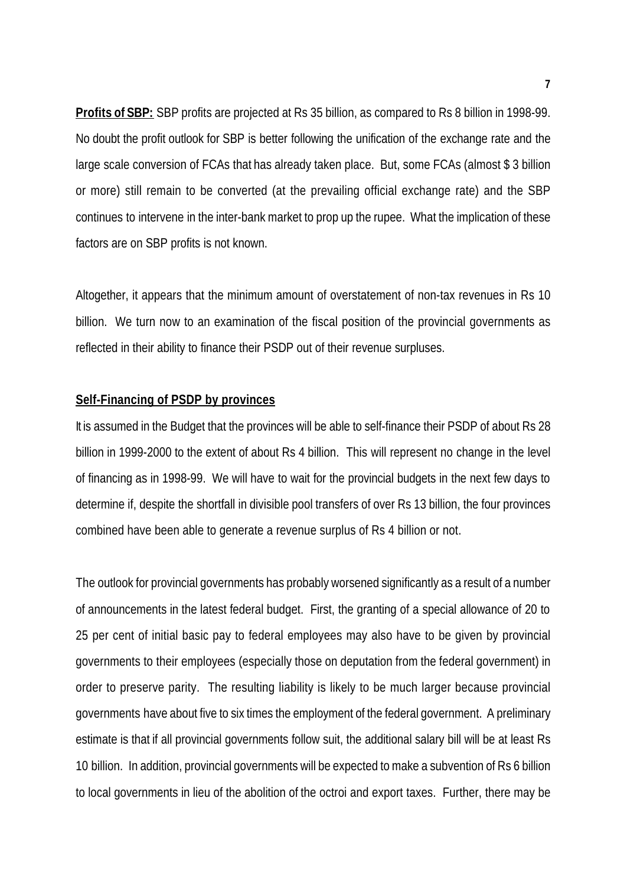**Profits of SBP:** SBP profits are projected at Rs 35 billion, as compared to Rs 8 billion in 1998-99. No doubt the profit outlook for SBP is better following the unification of the exchange rate and the large scale conversion of FCAs that has already taken place. But, some FCAs (almost $ 3 billion or more) still remain to be converted (at the prevailing official exchange rate) and the SBP continues to intervene in the inter-bank market to prop up the rupee. What the implication of these factors are on SBP profits is not known.

Altogether, it appears that the minimum amount of overstatement of non-tax revenues in Rs 10 billion. We turn now to an examination of the fiscal position of the provincial governments as reflected in their ability to finance their PSDP out of their revenue surpluses.

**Self-Financing of PSDP by provinces**

It is assumed in the Budget that the provinces will be able to self-finance their PSDP of about Rs 28 billion in 1999-2000 to the extent of about Rs 4 billion. This will represent no change in the level of financing as in 1998-99. We will have to wait for the provincial budgets in the next few days to determine if, despite the shortfall in divisible pool transfers of over Rs 13 billion, the four provinces combined have been able to generate a revenue surplus of Rs 4 billion or not.

The outlook for provincial governments has probably worsened significantly as a result of a number of announcements in the latest federal budget. First, the granting of a special allowance of 20 to 25 per cent of initial basic pay to federal employees may also have to be given by provincial governments to their employees (especially those on deputation from the federal government) in order to preserve parity. The resulting liability is likely to be much larger because provincial governments have about five to six times the employment of the federal government. A preliminary estimate is that if all provincial governments follow suit, the additional salary bill will be at least Rs 10 billion. In addition, provincial governments will be expected to make a subvention of Rs 6 billion to local governments in lieu of the abolition of the octroi and export taxes. Further, there may be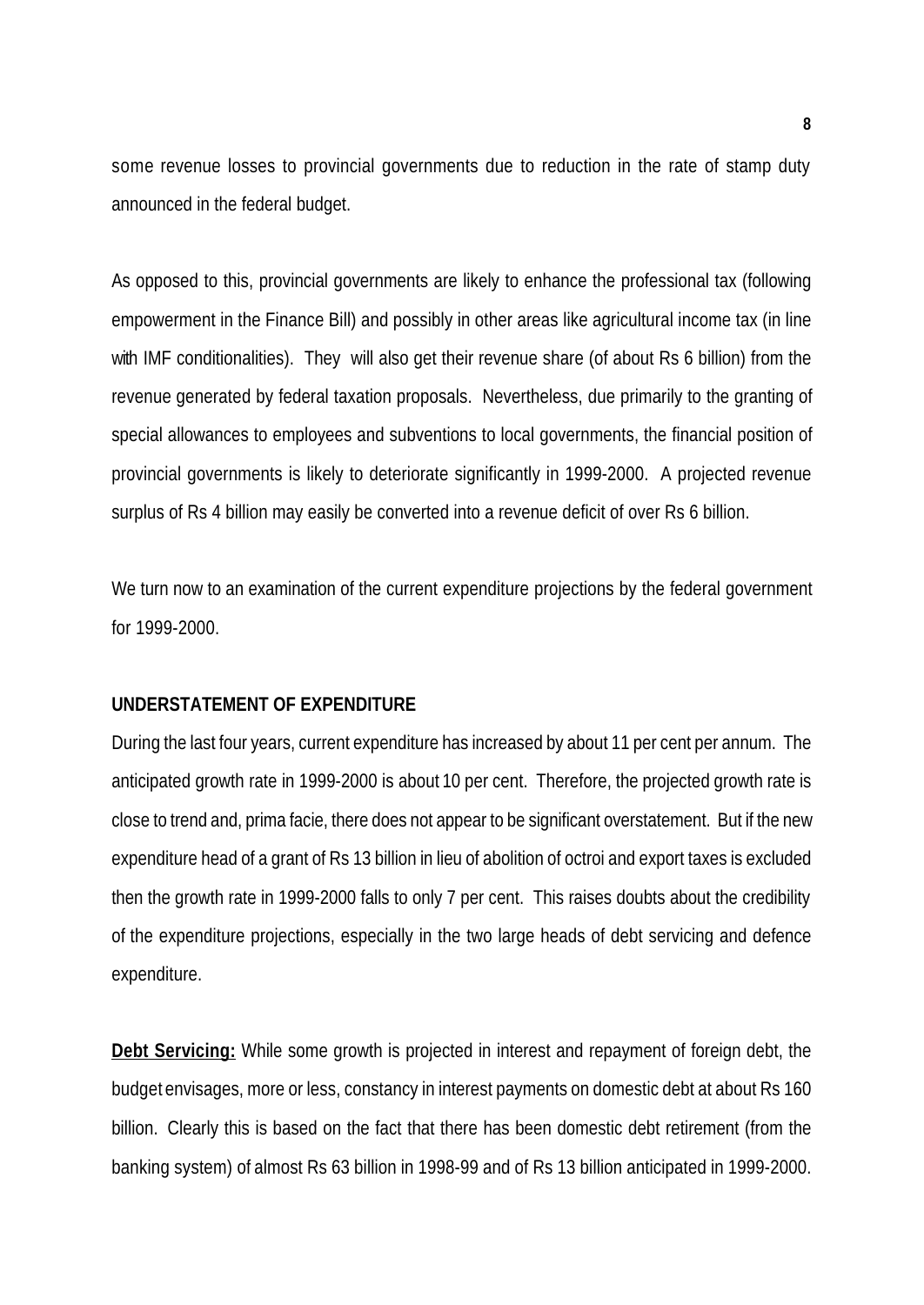some revenue losses to provincial governments due to reduction in the rate of stamp duty announced in the federal budget.

As opposed to this, provincial governments are likely to enhance the professional tax (following empowerment in the Finance Bill) and possibly in other areas like agricultural income tax (in line with IMF conditionalities). They will also get their revenue share (of about Rs 6 billion) from the revenue generated by federal taxation proposals. Nevertheless, due primarily to the granting of special allowances to employees and subventions to local governments, the financial position of provincial governments is likely to deteriorate significantly in 1999-2000. A projected revenue surplus of Rs 4 billion may easily be converted into a revenue deficit of over Rs 6 billion.

We turn now to an examination of the current expenditure projections by the federal government for 1999-2000.

**UNDERSTATEMENT OF EXPENDITURE**

During the last four years, current expenditure has increased by about 11 per cent per annum. The anticipated growth rate in 1999-2000 is about 10 per cent. Therefore, the projected growth rate is close to trend and, prima facie, there does not appear to be significant overstatement. But if the new expenditure head of a grant of Rs 13 billion in lieu of abolition of octroi and export taxes is excluded then the growth rate in 1999-2000 falls to only 7 per cent. This raises doubts about the credibility of the expenditure projections, especially in the two large heads of debt servicing and defence expenditure.

**Debt Servicing:** While some growth is projected in interest and repayment of foreign debt, the budget envisages, more or less, constancy in interest payments on domestic debt at about Rs 160 billion. Clearly this is based on the fact that there has been domestic debt retirement (from the banking system) of almost Rs 63 billion in 1998-99 and of Rs 13 billion anticipated in 1999-2000.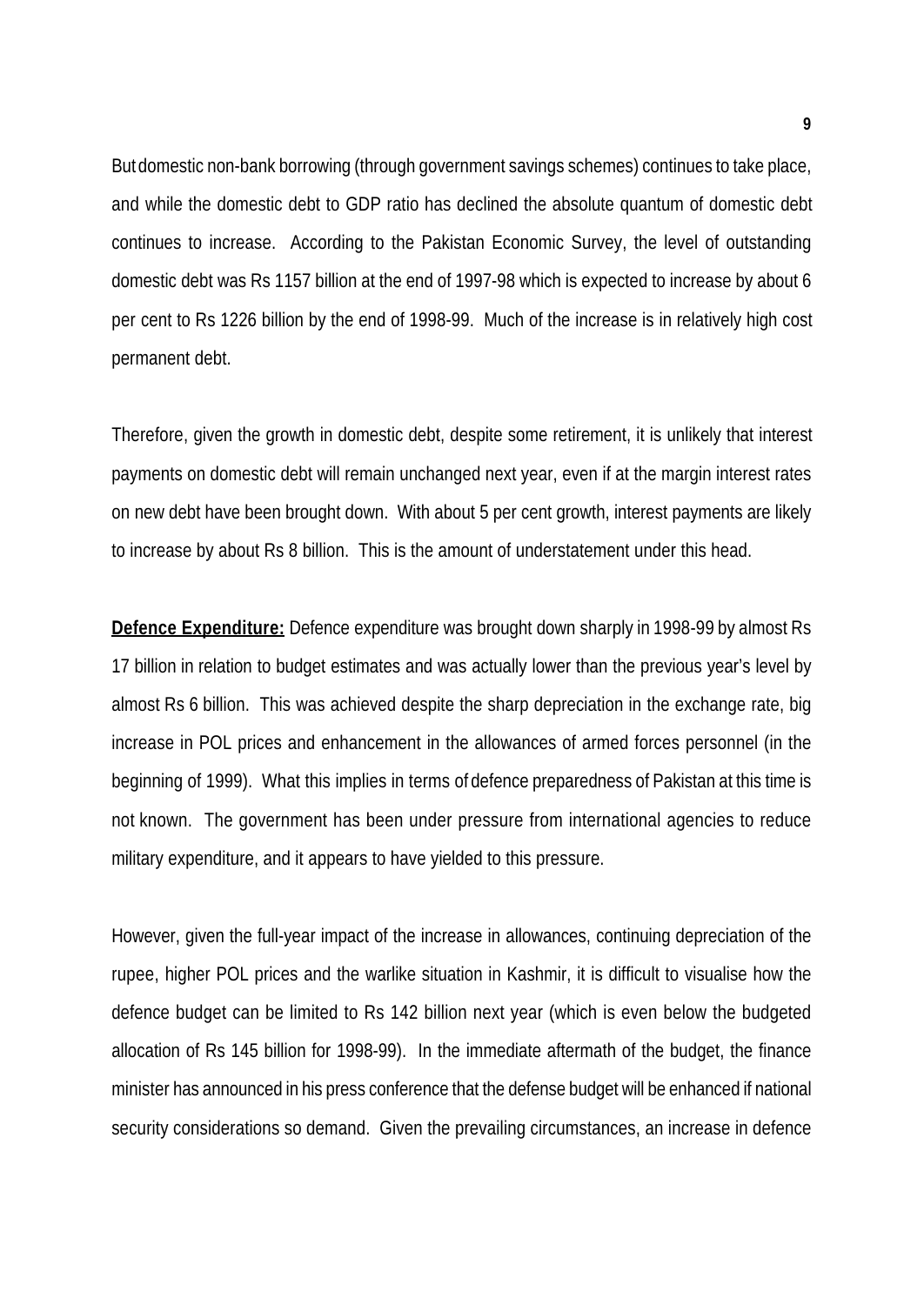But domestic non-bank borrowing (through government savings schemes) continues to take place, and while the domestic debt to GDP ratio has declined the absolute quantum of domestic debt continues to increase. According to the Pakistan Economic Survey, the level of outstanding domestic debt was Rs 1157 billion at the end of 1997-98 which is expected to increase by about 6 per cent to Rs 1226 billion by the end of 1998-99. Much of the increase is in relatively high cost permanent debt.

Therefore, given the growth in domestic debt, despite some retirement, it is unlikely that interest payments on domestic debt will remain unchanged next year, even if at the margin interest rates on new debt have been brought down. With about 5 per cent growth, interest payments are likely to increase by about Rs 8 billion. This is the amount of understatement under this head.

**Defence Expenditure:** Defence expenditure was brought down sharply in 1998-99 by almost Rs 17 billion in relation to budget estimates and was actually lower than the previous year's level by almost Rs 6 billion. This was achieved despite the sharp depreciation in the exchange rate, big increase in POL prices and enhancement in the allowances of armed forces personnel (in the beginning of 1999). What this implies in terms of defence preparedness of Pakistan at this time is not known. The government has been under pressure from international agencies to reduce military expenditure, and it appears to have yielded to this pressure.

However, given the full-year impact of the increase in allowances, continuing depreciation of the rupee, higher POL prices and the warlike situation in Kashmir, it is difficult to visualise how the defence budget can be limited to Rs 142 billion next year (which is even below the budgeted allocation of Rs 145 billion for 1998-99). In the immediate aftermath of the budget, the finance minister has announced in his press conference that the defense budget will be enhanced if national security considerations so demand. Given the prevailing circumstances, an increase in defence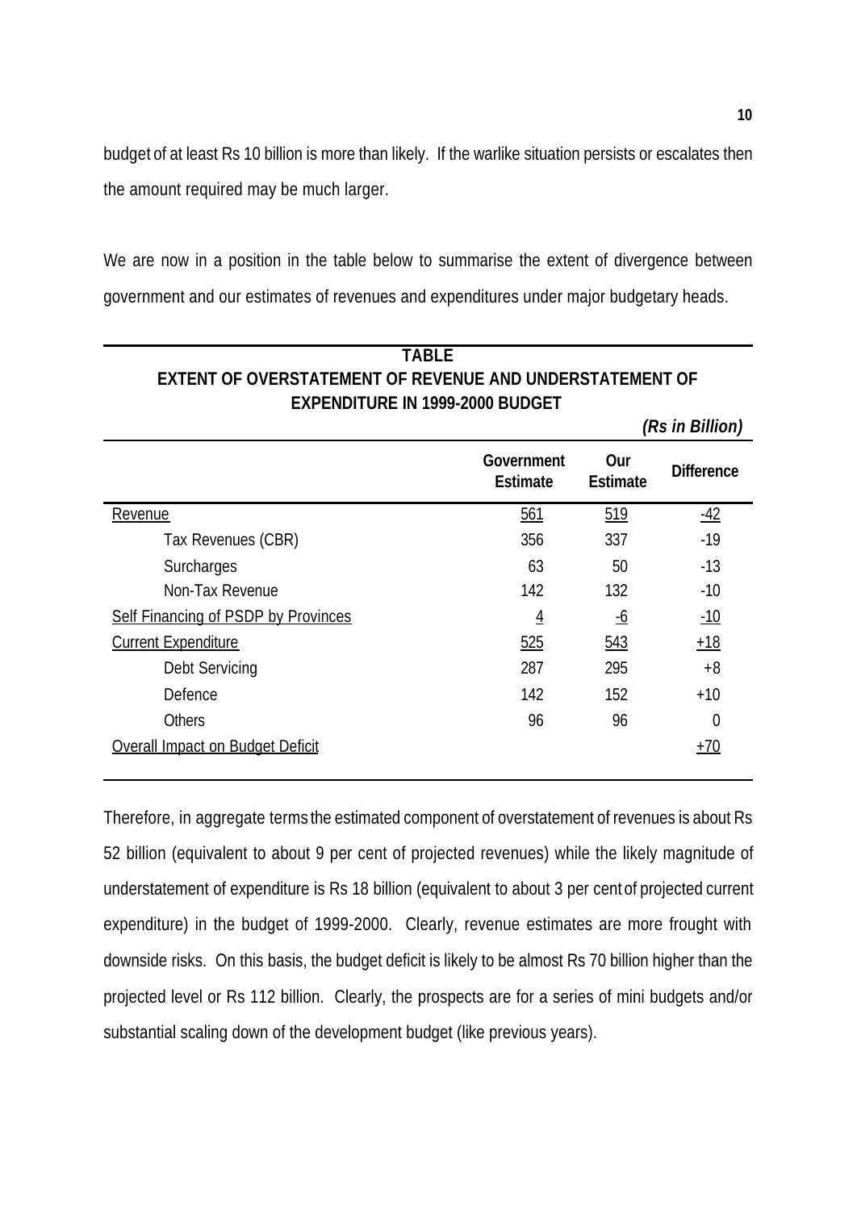budget of at least Rs 10 billion is more than likely. If the warlike situation persists or escalates then the amount required may be much larger.

We are now in a position in the table below to summarise the extent of divergence between government and our estimates of revenues and expenditures under major budgetary heads.

**TABLE**
**EXTENT OF OVERSTATEMENT OF REVENUE AND UNDERSTATEMENT OF EXPENDITURE IN 1999-2000 BUDGET**

*(Rs in Billion)*

| | Government Estimate | Our Estimate | Difference |
|---|---|---|---|
| Revenue | 561 | 519 | -42 |
| Tax Revenues (CBR) | 356 | 337 | -19 |
| Surcharges | 63 | 50 | -13 |
| Non-Tax Revenue | 142 | 132 | -10 |
| Self Financing of PSDP by Provinces | 4 | -6 | -10 |
| Current Expenditure | 525 | 543 | +18 |
| Debt Servicing | 287 | 295 | +8 |
| Defence | 142 | 152 | +10 |
| Others | 96 | 96 | 0 |
| Overall Impact on Budget Deficit | | | +70 |

Therefore, in aggregate terms the estimated component of overstatement of revenues is about Rs 52 billion (equivalent to about 9 per cent of projected revenues) while the likely magnitude of understatement of expenditure is Rs 18 billion (equivalent to about 3 per cent of projected current expenditure) in the budget of 1999-2000. Clearly, revenue estimates are more frought with downside risks. On this basis, the budget deficit is likely to be almost Rs 70 billion higher than the projected level or Rs 112 billion. Clearly, the prospects are for a series of mini budgets and/or substantial scaling down of the development budget (like previous years).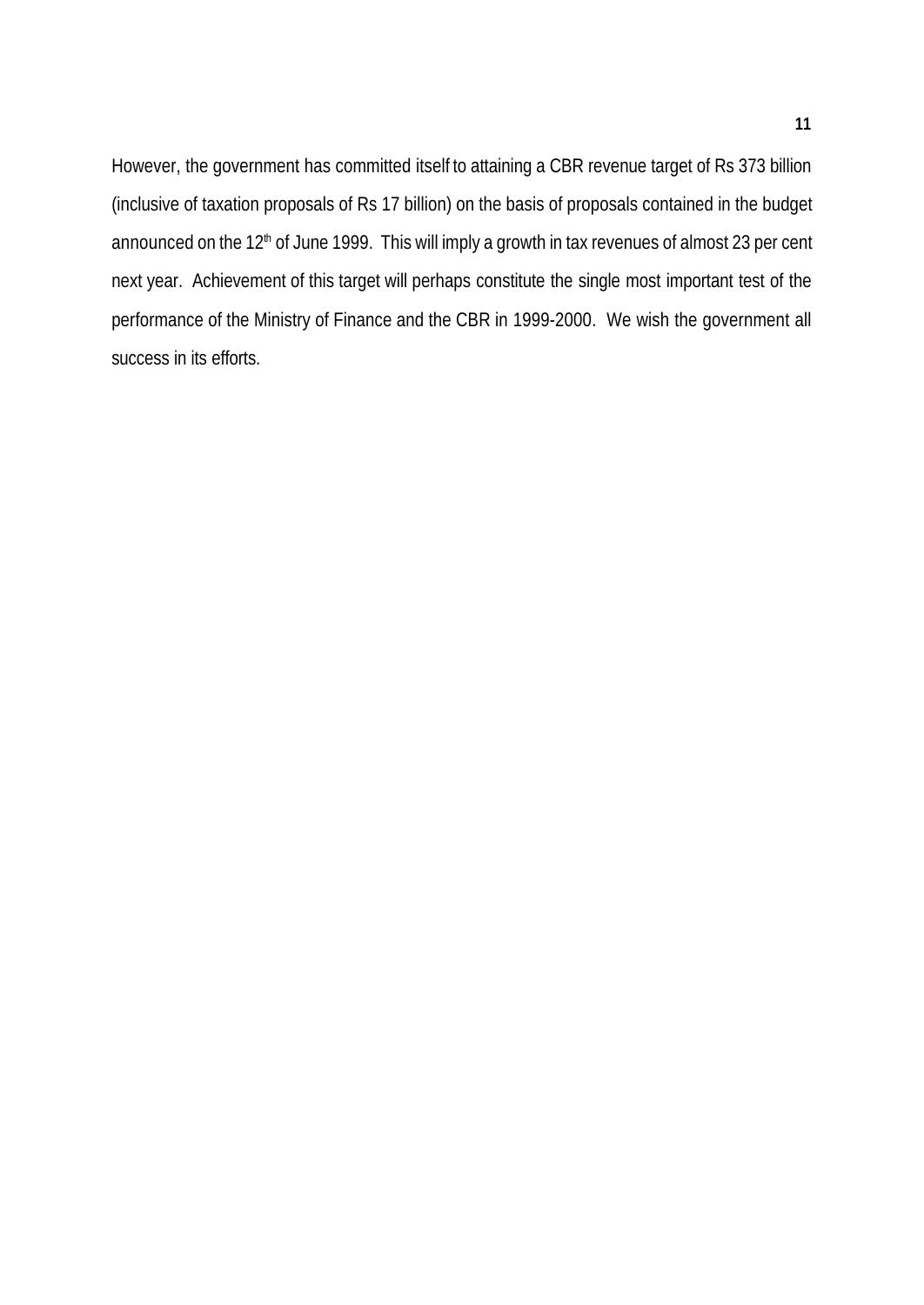However, the government has committed itself to attaining a CBR revenue target of Rs 373 billion (inclusive of taxation proposals of Rs 17 billion) on the basis of proposals contained in the budget announced on the 12th of June 1999. This will imply a growth in tax revenues of almost 23 per cent next year. Achievement of this target will perhaps constitute the single most important test of the performance of the Ministry of Finance and the CBR in 1999-2000. We wish the government all success in its efforts.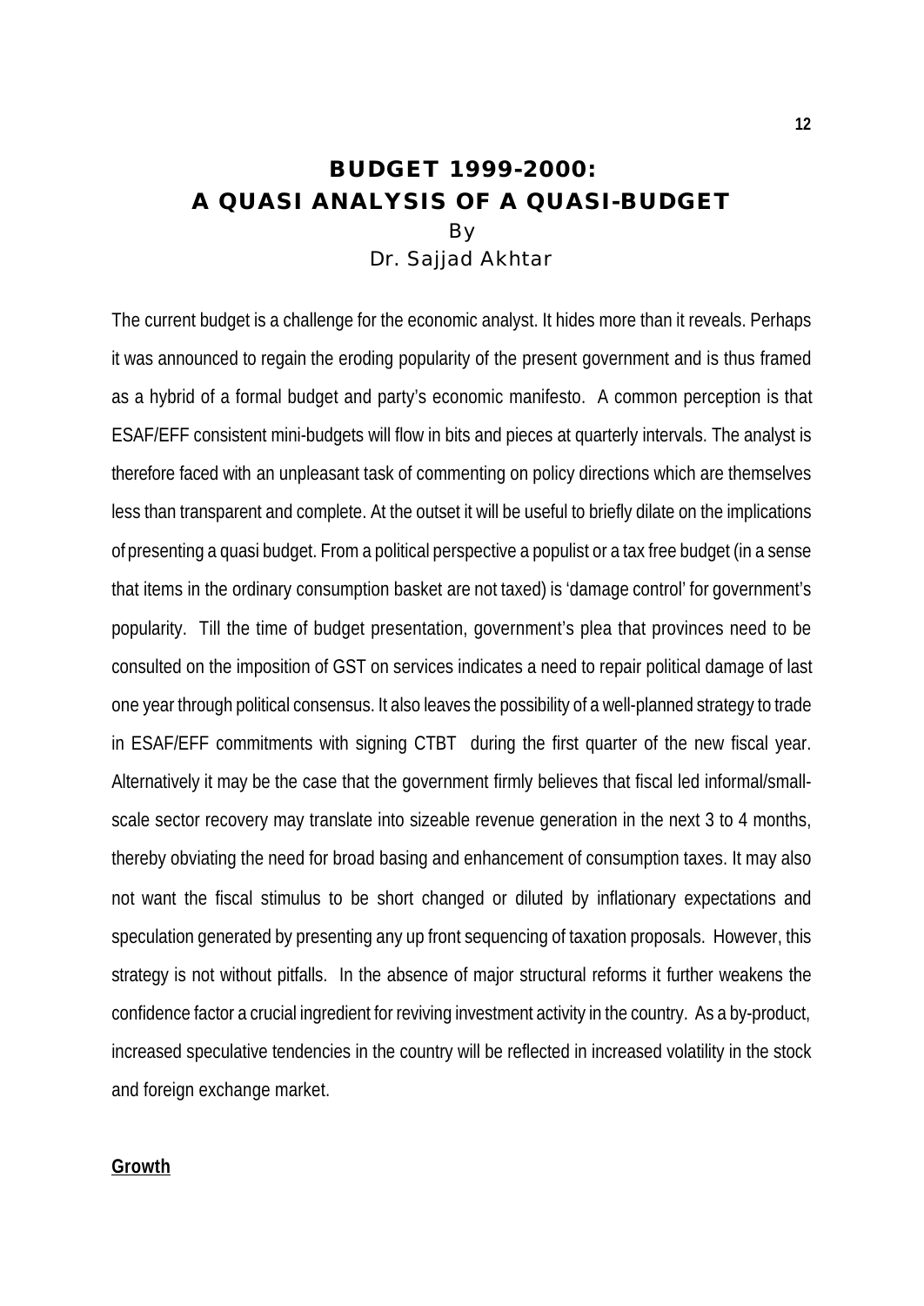# BUDGET 1999-2000:
# A QUASI ANALYSIS OF A QUASI-BUDGET

By

Dr. Sajjad Akhtar

The current budget is a challenge for the economic analyst. It hides more than it reveals. Perhaps it was announced to regain the eroding popularity of the present government and is thus framed as a hybrid of a formal budget and party's economic manifesto. A common perception is that ESAF/EFF consistent mini-budgets will flow in bits and pieces at quarterly intervals. The analyst is therefore faced with an unpleasant task of commenting on policy directions which are themselves less than transparent and complete. At the outset it will be useful to briefly dilate on the implications of presenting a quasi budget. From a political perspective a populist or a tax free budget (in a sense that items in the ordinary consumption basket are not taxed) is 'damage control' for government's popularity. Till the time of budget presentation, government's plea that provinces need to be consulted on the imposition of GST on services indicates a need to repair political damage of last one year through political consensus. It also leaves the possibility of a well-planned strategy to trade in ESAF/EFF commitments with signing CTBT during the first quarter of the new fiscal year. Alternatively it may be the case that the government firmly believes that fiscal led informal/small-scale sector recovery may translate into sizeable revenue generation in the next 3 to 4 months, thereby obviating the need for broad basing and enhancement of consumption taxes. It may also not want the fiscal stimulus to be short changed or diluted by inflationary expectations and speculation generated by presenting any up front sequencing of taxation proposals. However, this strategy is not without pitfalls. In the absence of major structural reforms it further weakens the confidence factor a crucial ingredient for reviving investment activity in the country. As a by-product, increased speculative tendencies in the country will be reflected in increased volatility in the stock and foreign exchange market.

## Growth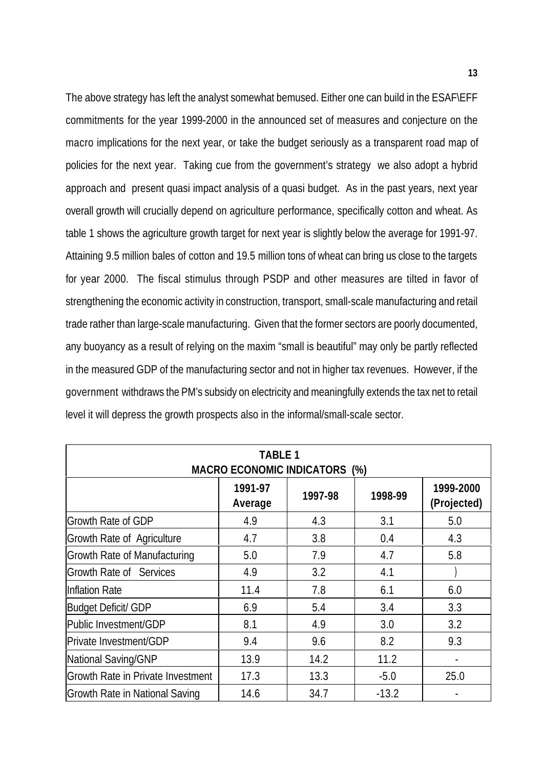The above strategy has left the analyst somewhat bemused. Either one can build in the ESAF\EFF commitments for the year 1999-2000 in the announced set of measures and conjecture on the macro implications for the next year, or take the budget seriously as a transparent road map of policies for the next year. Taking cue from the government's strategy we also adopt a hybrid approach and present quasi impact analysis of a quasi budget. As in the past years, next year overall growth will crucially depend on agriculture performance, specifically cotton and wheat. As table 1 shows the agriculture growth target for next year is slightly below the average for 1991-97. Attaining 9.5 million bales of cotton and 19.5 million tons of wheat can bring us close to the targets for year 2000. The fiscal stimulus through PSDP and other measures are tilted in favor of strengthening the economic activity in construction, transport, small-scale manufacturing and retail trade rather than large-scale manufacturing. Given that the former sectors are poorly documented, any buoyancy as a result of relying on the maxim "small is beautiful" may only be partly reflected in the measured GDP of the manufacturing sector and not in higher tax revenues. However, if the government withdraws the PM's subsidy on electricity and meaningfully extends the tax net to retail level it will depress the growth prospects also in the informal/small-scale sector.

**TABLE 1**
**MACRO ECONOMIC INDICATORS (%)**

| | 1991-97 Average | 1997-98 | 1998-99 | 1999-2000 (Projected) |
|---|---|---|---|---|
| Growth Rate of GDP | 4.9 | 4.3 | 3.1 | 5.0 |
| Growth Rate of Agriculture | 4.7 | 3.8 | 0.4 | 4.3 |
| Growth Rate of Manufacturing | 5.0 | 7.9 | 4.7 | 5.8 |
| Growth Rate of Services | 4.9 | 3.2 | 4.1 | ) |
| Inflation Rate | 11.4 | 7.8 | 6.1 | 6.0 |
| Budget Deficit/ GDP | 6.9 | 5.4 | 3.4 | 3.3 |
| Public Investment/GDP | 8.1 | 4.9 | 3.0 | 3.2 |
| Private Investment/GDP | 9.4 | 9.6 | 8.2 | 9.3 |
| National Saving/GNP | 13.9 | 14.2 | 11.2 | - |
| Growth Rate in Private Investment | 17.3 | 13.3 | -5.0 | 25.0 |
| Growth Rate in National Saving | 14.6 | 34.7 | -13.2 | - |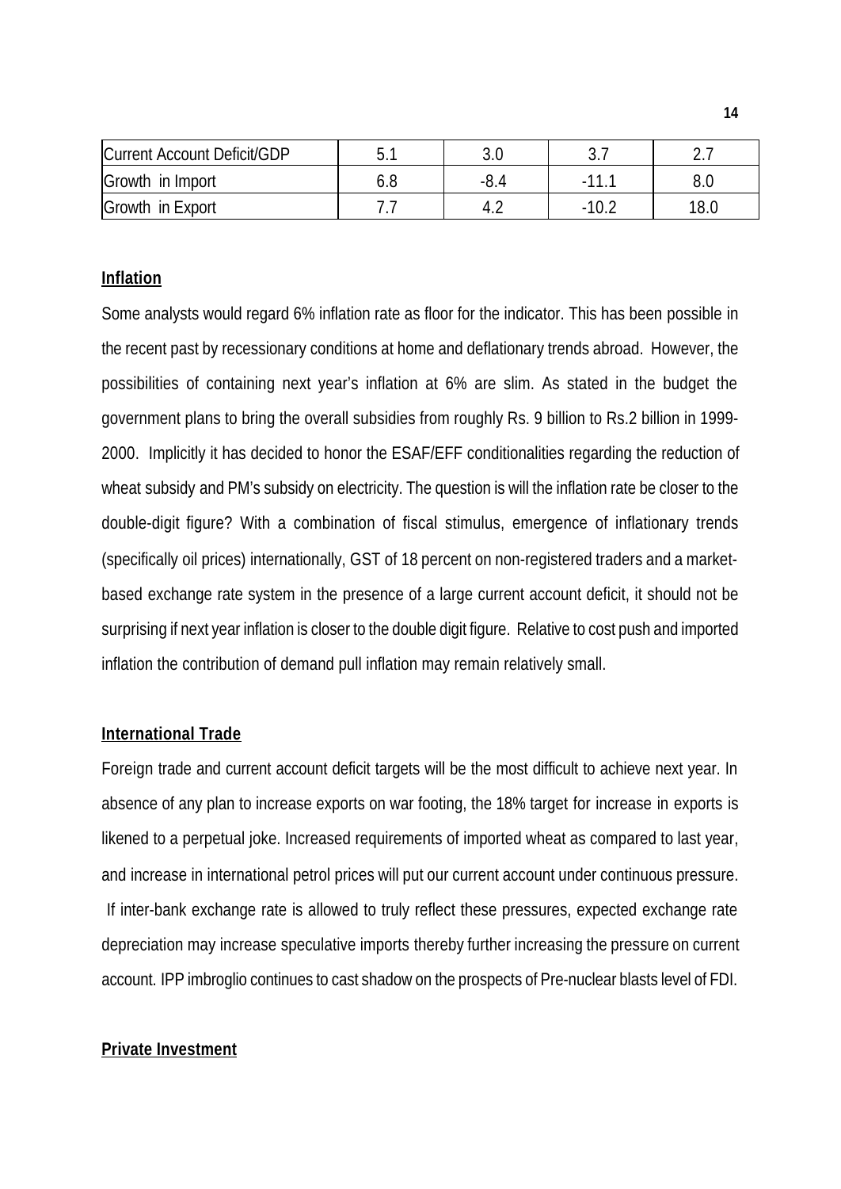| Current Account Deficit/GDP | 5.1 | 3.0 | 3.7 | 2.7 |
| --- | --- | --- | --- | --- |
| Growth in Import | 6.8 | -8.4 | -11.1 | 8.0 |
| Growth in Export | 7.7 | 4.2 | -10.2 | 18.0 |

## Inflation

Some analysts would regard 6% inflation rate as floor for the indicator. This has been possible in the recent past by recessionary conditions at home and deflationary trends abroad. However, the possibilities of containing next year's inflation at 6% are slim. As stated in the budget the government plans to bring the overall subsidies from roughly Rs. 9 billion to Rs.2 billion in 1999-2000. Implicitly it has decided to honor the ESAF/EFF conditionalities regarding the reduction of wheat subsidy and PM's subsidy on electricity. The question is will the inflation rate be closer to the double-digit figure? With a combination of fiscal stimulus, emergence of inflationary trends (specifically oil prices) internationally, GST of 18 percent on non-registered traders and a market-based exchange rate system in the presence of a large current account deficit, it should not be surprising if next year inflation is closer to the double digit figure. Relative to cost push and imported inflation the contribution of demand pull inflation may remain relatively small.

## International Trade

Foreign trade and current account deficit targets will be the most difficult to achieve next year. In absence of any plan to increase exports on war footing, the 18% target for increase in exports is likened to a perpetual joke. Increased requirements of imported wheat as compared to last year, and increase in international petrol prices will put our current account under continuous pressure. If inter-bank exchange rate is allowed to truly reflect these pressures, expected exchange rate depreciation may increase speculative imports thereby further increasing the pressure on current account. IPP imbroglio continues to cast shadow on the prospects of Pre-nuclear blasts level of FDI.

## Private Investment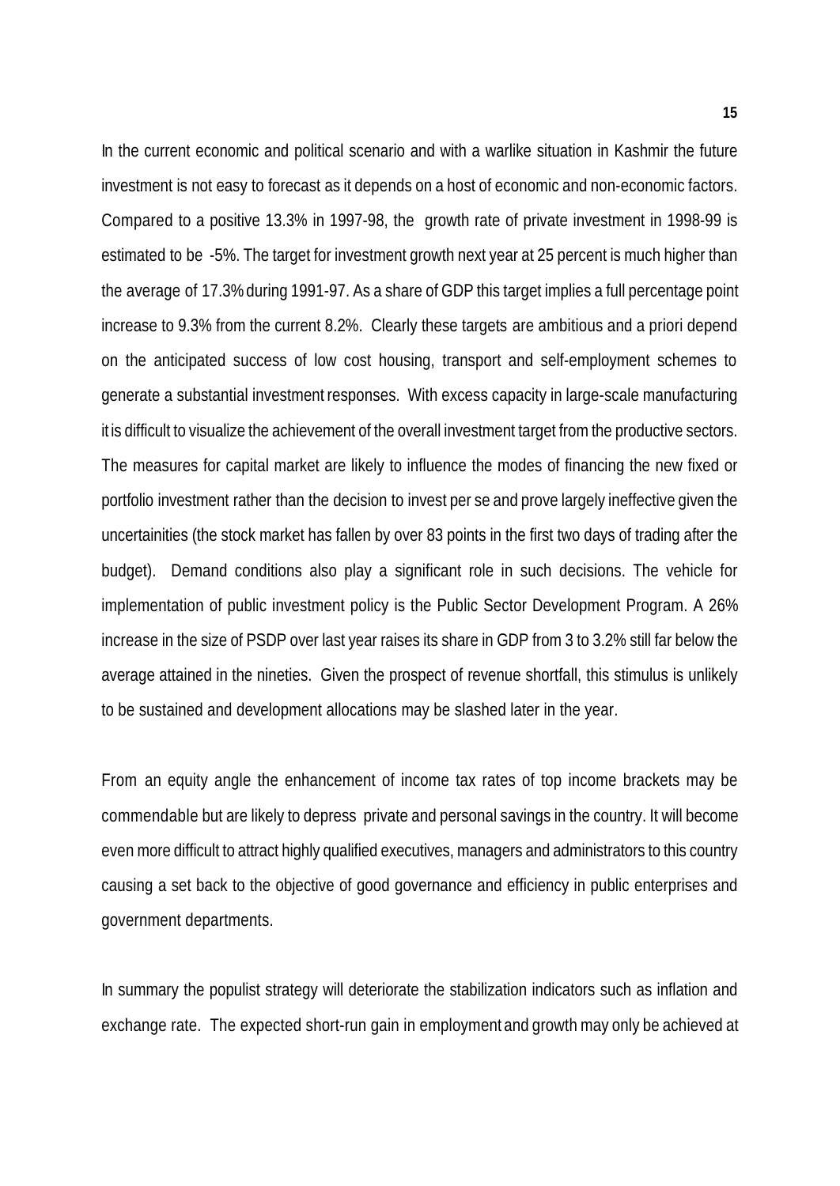In the current economic and political scenario and with a warlike situation in Kashmir the future investment is not easy to forecast as it depends on a host of economic and non-economic factors. Compared to a positive 13.3% in 1997-98, the growth rate of private investment in 1998-99 is estimated to be -5%. The target for investment growth next year at 25 percent is much higher than the average of 17.3% during 1991-97. As a share of GDP this target implies a full percentage point increase to 9.3% from the current 8.2%. Clearly these targets are ambitious and a priori depend on the anticipated success of low cost housing, transport and self-employment schemes to generate a substantial investment responses. With excess capacity in large-scale manufacturing it is difficult to visualize the achievement of the overall investment target from the productive sectors. The measures for capital market are likely to influence the modes of financing the new fixed or portfolio investment rather than the decision to invest per se and prove largely ineffective given the uncertainities (the stock market has fallen by over 83 points in the first two days of trading after the budget). Demand conditions also play a significant role in such decisions. The vehicle for implementation of public investment policy is the Public Sector Development Program. A 26% increase in the size of PSDP over last year raises its share in GDP from 3 to 3.2% still far below the average attained in the nineties. Given the prospect of revenue shortfall, this stimulus is unlikely to be sustained and development allocations may be slashed later in the year.

From an equity angle the enhancement of income tax rates of top income brackets may be commendable but are likely to depress private and personal savings in the country. It will become even more difficult to attract highly qualified executives, managers and administrators to this country causing a set back to the objective of good governance and efficiency in public enterprises and government departments.

In summary the populist strategy will deteriorate the stabilization indicators such as inflation and exchange rate. The expected short-run gain in employment and growth may only be achieved at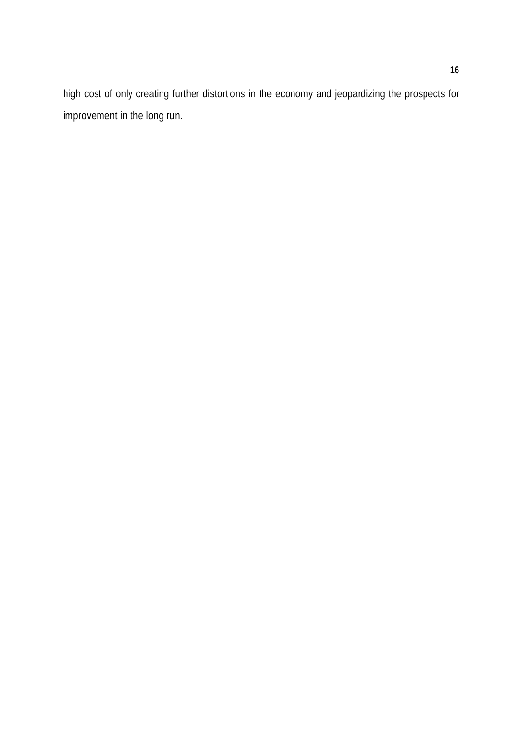high cost of only creating further distortions in the economy and jeopardizing the prospects for improvement in the long run.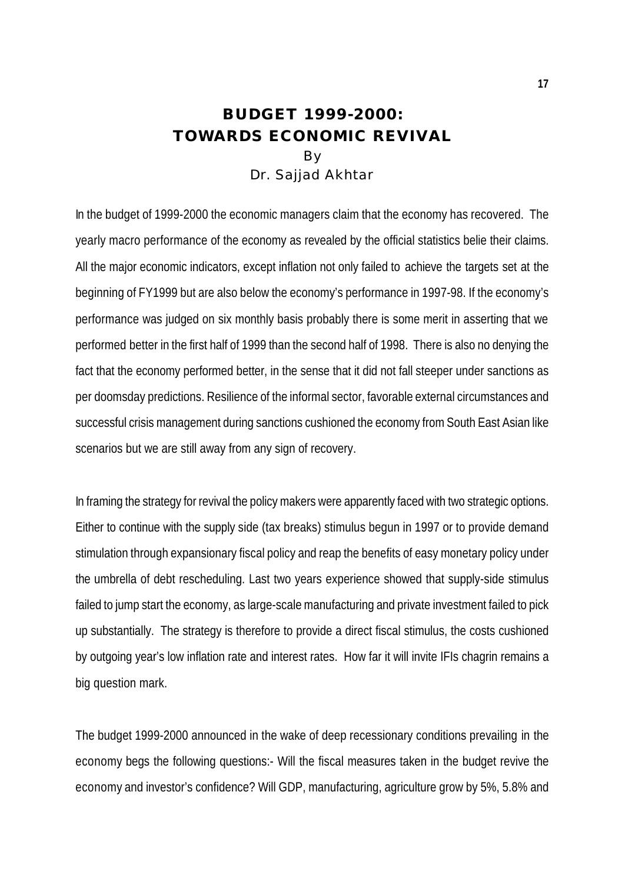# BUDGET 1999-2000: TOWARDS ECONOMIC REVIVAL

By

Dr. Sajjad Akhtar

In the budget of 1999-2000 the economic managers claim that the economy has recovered. The yearly macro performance of the economy as revealed by the official statistics belie their claims. All the major economic indicators, except inflation not only failed to achieve the targets set at the beginning of FY1999 but are also below the economy's performance in 1997-98. If the economy's performance was judged on six monthly basis probably there is some merit in asserting that we performed better in the first half of 1999 than the second half of 1998. There is also no denying the fact that the economy performed better, in the sense that it did not fall steeper under sanctions as per doomsday predictions. Resilience of the informal sector, favorable external circumstances and successful crisis management during sanctions cushioned the economy from South East Asian like scenarios but we are still away from any sign of recovery.

In framing the strategy for revival the policy makers were apparently faced with two strategic options. Either to continue with the supply side (tax breaks) stimulus begun in 1997 or to provide demand stimulation through expansionary fiscal policy and reap the benefits of easy monetary policy under the umbrella of debt rescheduling. Last two years experience showed that supply-side stimulus failed to jump start the economy, as large-scale manufacturing and private investment failed to pick up substantially. The strategy is therefore to provide a direct fiscal stimulus, the costs cushioned by outgoing year's low inflation rate and interest rates. How far it will invite IFIs chagrin remains a big question mark.

The budget 1999-2000 announced in the wake of deep recessionary conditions prevailing in the economy begs the following questions:- Will the fiscal measures taken in the budget revive the economy and investor's confidence? Will GDP, manufacturing, agriculture grow by 5%, 5.8% and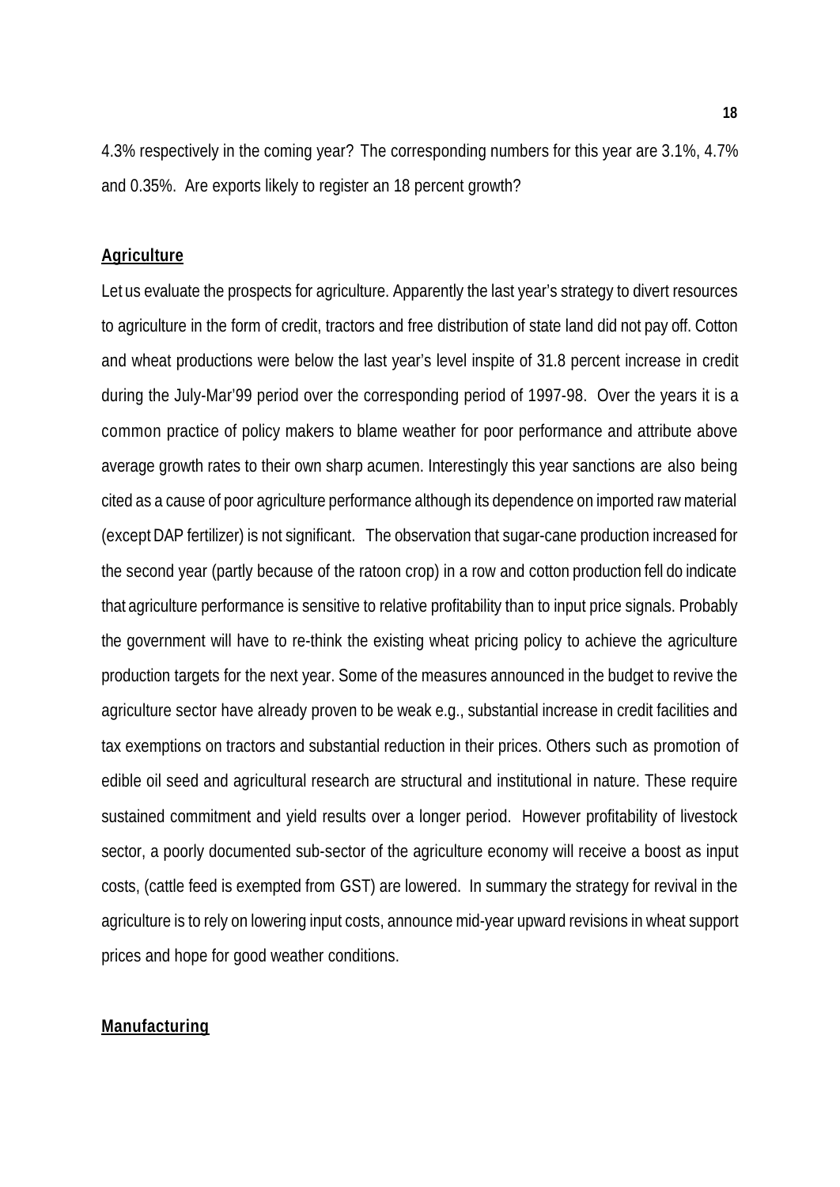4.3% respectively in the coming year? The corresponding numbers for this year are 3.1%, 4.7% and 0.35%. Are exports likely to register an 18 percent growth?

## Agriculture

Let us evaluate the prospects for agriculture. Apparently the last year's strategy to divert resources to agriculture in the form of credit, tractors and free distribution of state land did not pay off. Cotton and wheat productions were below the last year's level inspite of 31.8 percent increase in credit during the July-Mar'99 period over the corresponding period of 1997-98. Over the years it is a common practice of policy makers to blame weather for poor performance and attribute above average growth rates to their own sharp acumen. Interestingly this year sanctions are also being cited as a cause of poor agriculture performance although its dependence on imported raw material (except DAP fertilizer) is not significant. The observation that sugar-cane production increased for the second year (partly because of the ratoon crop) in a row and cotton production fell do indicate that agriculture performance is sensitive to relative profitability than to input price signals. Probably the government will have to re-think the existing wheat pricing policy to achieve the agriculture production targets for the next year. Some of the measures announced in the budget to revive the agriculture sector have already proven to be weak e.g., substantial increase in credit facilities and tax exemptions on tractors and substantial reduction in their prices. Others such as promotion of edible oil seed and agricultural research are structural and institutional in nature. These require sustained commitment and yield results over a longer period. However profitability of livestock sector, a poorly documented sub-sector of the agriculture economy will receive a boost as input costs, (cattle feed is exempted from GST) are lowered. In summary the strategy for revival in the agriculture is to rely on lowering input costs, announce mid-year upward revisions in wheat support prices and hope for good weather conditions.

## Manufacturing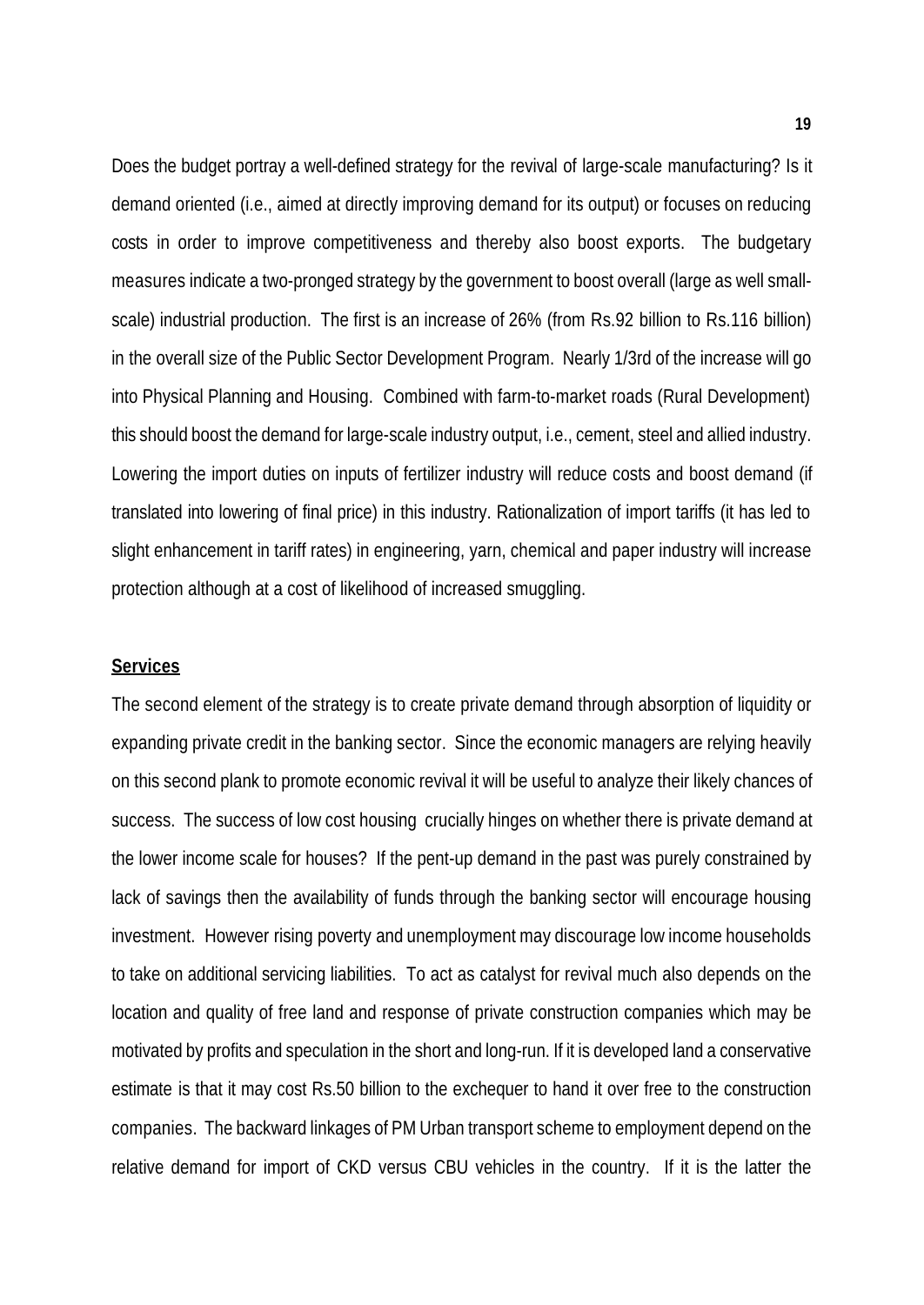Does the budget portray a well-defined strategy for the revival of large-scale manufacturing? Is it demand oriented (i.e., aimed at directly improving demand for its output) or focuses on reducing costs in order to improve competitiveness and thereby also boost exports. The budgetary measures indicate a two-pronged strategy by the government to boost overall (large as well small-scale) industrial production. The first is an increase of 26% (from Rs.92 billion to Rs.116 billion) in the overall size of the Public Sector Development Program. Nearly 1/3rd of the increase will go into Physical Planning and Housing. Combined with farm-to-market roads (Rural Development) this should boost the demand for large-scale industry output, i.e., cement, steel and allied industry. Lowering the import duties on inputs of fertilizer industry will reduce costs and boost demand (if translated into lowering of final price) in this industry. Rationalization of import tariffs (it has led to slight enhancement in tariff rates) in engineering, yarn, chemical and paper industry will increase protection although at a cost of likelihood of increased smuggling.

**Services**

The second element of the strategy is to create private demand through absorption of liquidity or expanding private credit in the banking sector. Since the economic managers are relying heavily on this second plank to promote economic revival it will be useful to analyze their likely chances of success. The success of low cost housing crucially hinges on whether there is private demand at the lower income scale for houses? If the pent-up demand in the past was purely constrained by lack of savings then the availability of funds through the banking sector will encourage housing investment. However rising poverty and unemployment may discourage low income households to take on additional servicing liabilities. To act as catalyst for revival much also depends on the location and quality of free land and response of private construction companies which may be motivated by profits and speculation in the short and long-run. If it is developed land a conservative estimate is that it may cost Rs.50 billion to the exchequer to hand it over free to the construction companies. The backward linkages of PM Urban transport scheme to employment depend on the relative demand for import of CKD versus CBU vehicles in the country. If it is the latter the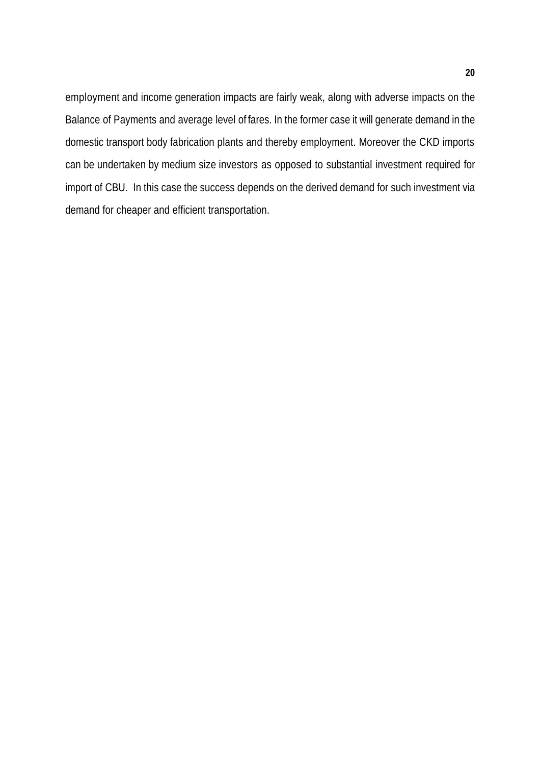employment and income generation impacts are fairly weak, along with adverse impacts on the Balance of Payments and average level of fares. In the former case it will generate demand in the domestic transport body fabrication plants and thereby employment. Moreover the CKD imports can be undertaken by medium size investors as opposed to substantial investment required for import of CBU. In this case the success depends on the derived demand for such investment via demand for cheaper and efficient transportation.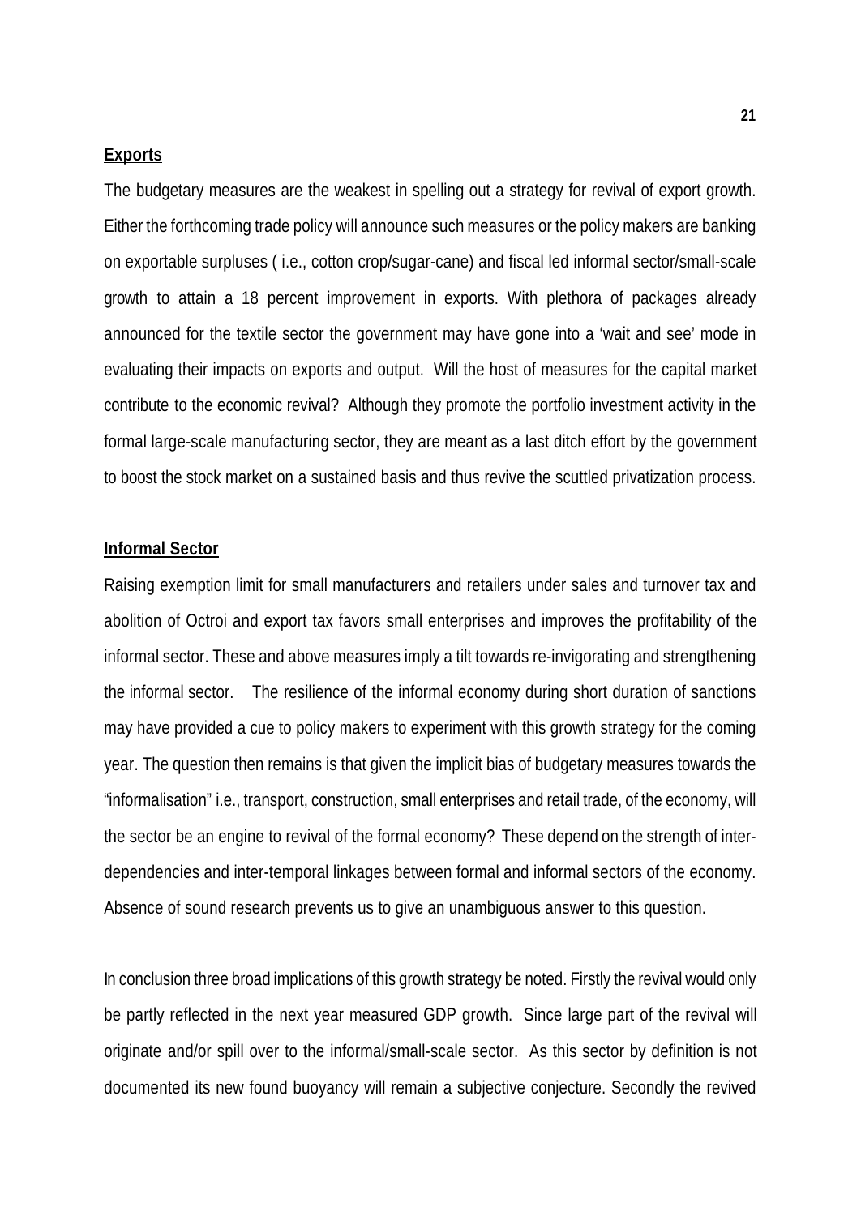**Exports**

The budgetary measures are the weakest in spelling out a strategy for revival of export growth. Either the forthcoming trade policy will announce such measures or the policy makers are banking on exportable surpluses ( i.e., cotton crop/sugar-cane) and fiscal led informal sector/small-scale growth to attain a 18 percent improvement in exports. With plethora of packages already announced for the textile sector the government may have gone into a 'wait and see' mode in evaluating their impacts on exports and output. Will the host of measures for the capital market contribute to the economic revival? Although they promote the portfolio investment activity in the formal large-scale manufacturing sector, they are meant as a last ditch effort by the government to boost the stock market on a sustained basis and thus revive the scuttled privatization process.

**Informal Sector**

Raising exemption limit for small manufacturers and retailers under sales and turnover tax and abolition of Octroi and export tax favors small enterprises and improves the profitability of the informal sector. These and above measures imply a tilt towards re-invigorating and strengthening the informal sector. The resilience of the informal economy during short duration of sanctions may have provided a cue to policy makers to experiment with this growth strategy for the coming year. The question then remains is that given the implicit bias of budgetary measures towards the "informalisation" i.e., transport, construction, small enterprises and retail trade, of the economy, will the sector be an engine to revival of the formal economy? These depend on the strength of inter-dependencies and inter-temporal linkages between formal and informal sectors of the economy. Absence of sound research prevents us to give an unambiguous answer to this question.

In conclusion three broad implications of this growth strategy be noted. Firstly the revival would only be partly reflected in the next year measured GDP growth. Since large part of the revival will originate and/or spill over to the informal/small-scale sector. As this sector by definition is not documented its new found buoyancy will remain a subjective conjecture. Secondly the revived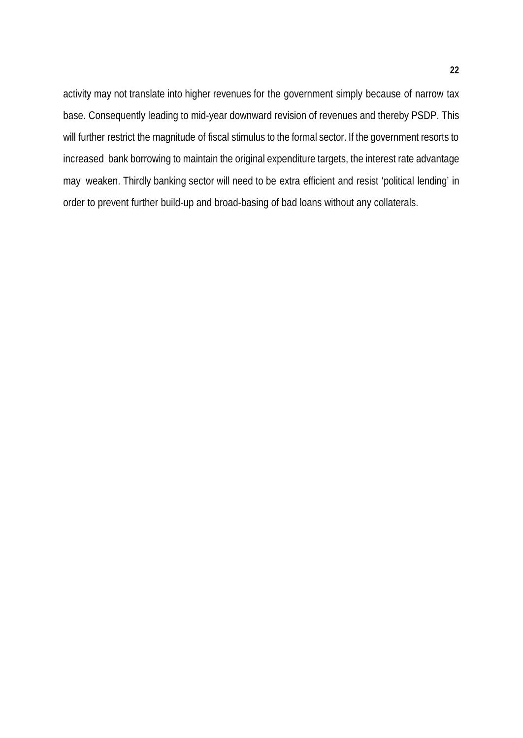activity may not translate into higher revenues for the government simply because of narrow tax base. Consequently leading to mid-year downward revision of revenues and thereby PSDP. This will further restrict the magnitude of fiscal stimulus to the formal sector. If the government resorts to increased bank borrowing to maintain the original expenditure targets, the interest rate advantage may weaken. Thirdly banking sector will need to be extra efficient and resist 'political lending' in order to prevent further build-up and broad-basing of bad loans without any collaterals.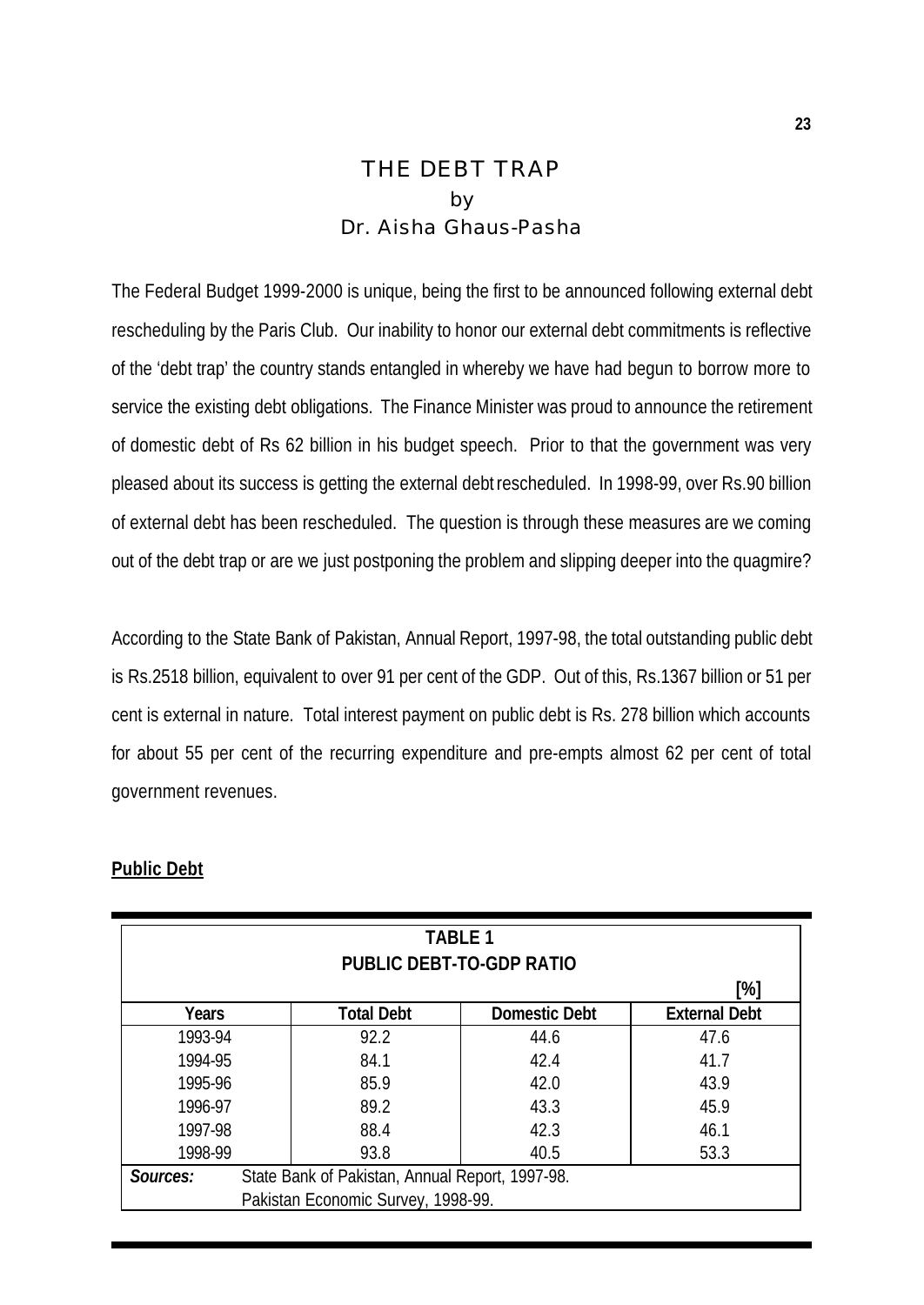# THE DEBT TRAP

by

Dr. Aisha Ghaus-Pasha

The Federal Budget 1999-2000 is unique, being the first to be announced following external debt rescheduling by the Paris Club. Our inability to honor our external debt commitments is reflective of the 'debt trap' the country stands entangled in whereby we have had begun to borrow more to service the existing debt obligations. The Finance Minister was proud to announce the retirement of domestic debt of Rs 62 billion in his budget speech. Prior to that the government was very pleased about its success is getting the external debt rescheduled. In 1998-99, over Rs.90 billion of external debt has been rescheduled. The question is through these measures are we coming out of the debt trap or are we just postponing the problem and slipping deeper into the quagmire?

According to the State Bank of Pakistan, Annual Report, 1997-98, the total outstanding public debt is Rs.2518 billion, equivalent to over 91 per cent of the GDP. Out of this, Rs.1367 billion or 51 per cent is external in nature. Total interest payment on public debt is Rs. 278 billion which accounts for about 55 per cent of the recurring expenditure and pre-empts almost 62 per cent of total government revenues.

**Public Debt**

**TABLE 1**
**PUBLIC DEBT-TO-GDP RATIO**

[%]

| Years | Total Debt | Domestic Debt | External Debt |
|---|---|---|---|
| 1993-94 | 92.2 | 44.6 | 47.6 |
| 1994-95 | 84.1 | 42.4 | 41.7 |
| 1995-96 | 85.9 | 42.0 | 43.9 |
| 1996-97 | 89.2 | 43.3 | 45.9 |
| 1997-98 | 88.4 | 42.3 | 46.1 |
| 1998-99 | 93.8 | 40.5 | 53.3 |

*Sources:* State Bank of Pakistan, Annual Report, 1997-98.
Pakistan Economic Survey, 1998-99.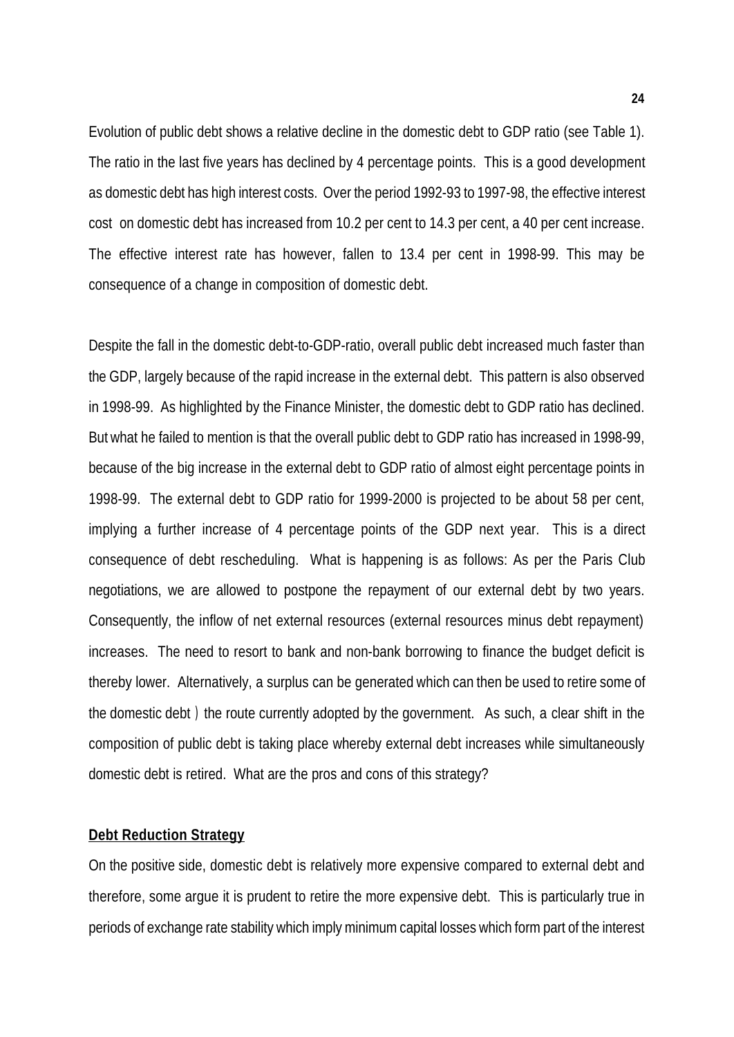Evolution of public debt shows a relative decline in the domestic debt to GDP ratio (see Table 1). The ratio in the last five years has declined by 4 percentage points. This is a good development as domestic debt has high interest costs. Over the period 1992-93 to 1997-98, the effective interest cost on domestic debt has increased from 10.2 per cent to 14.3 per cent, a 40 per cent increase. The effective interest rate has however, fallen to 13.4 per cent in 1998-99. This may be consequence of a change in composition of domestic debt.

Despite the fall in the domestic debt-to-GDP-ratio, overall public debt increased much faster than the GDP, largely because of the rapid increase in the external debt. This pattern is also observed in 1998-99. As highlighted by the Finance Minister, the domestic debt to GDP ratio has declined. But what he failed to mention is that the overall public debt to GDP ratio has increased in 1998-99, because of the big increase in the external debt to GDP ratio of almost eight percentage points in 1998-99. The external debt to GDP ratio for 1999-2000 is projected to be about 58 per cent, implying a further increase of 4 percentage points of the GDP next year. This is a direct consequence of debt rescheduling. What is happening is as follows: As per the Paris Club negotiations, we are allowed to postpone the repayment of our external debt by two years. Consequently, the inflow of net external resources (external resources minus debt repayment) increases. The need to resort to bank and non-bank borrowing to finance the budget deficit is thereby lower. Alternatively, a surplus can be generated which can then be used to retire some of the domestic debt ) the route currently adopted by the government. As such, a clear shift in the composition of public debt is taking place whereby external debt increases while simultaneously domestic debt is retired. What are the pros and cons of this strategy?

**Debt Reduction Strategy**

On the positive side, domestic debt is relatively more expensive compared to external debt and therefore, some argue it is prudent to retire the more expensive debt. This is particularly true in periods of exchange rate stability which imply minimum capital losses which form part of the interest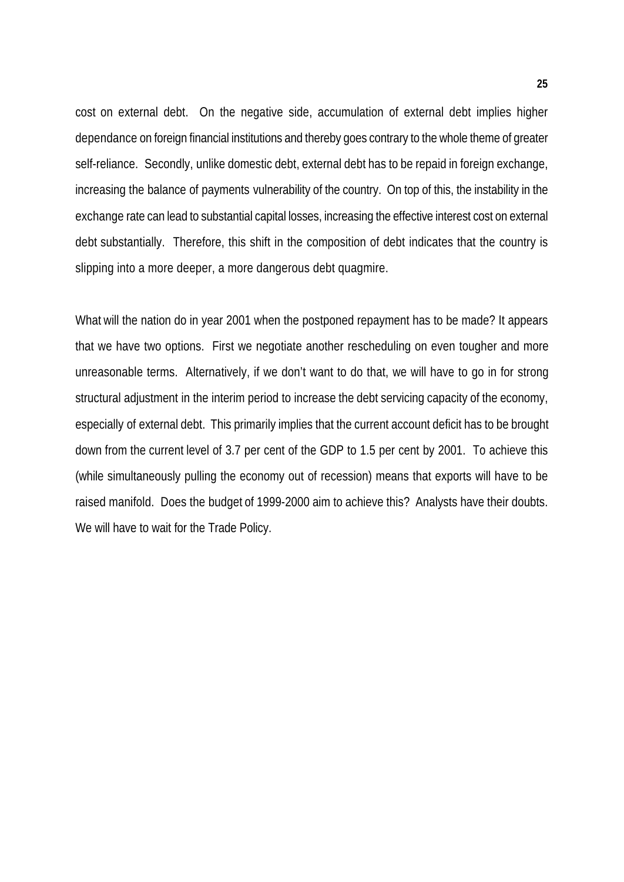cost on external debt. On the negative side, accumulation of external debt implies higher dependance on foreign financial institutions and thereby goes contrary to the whole theme of greater self-reliance. Secondly, unlike domestic debt, external debt has to be repaid in foreign exchange, increasing the balance of payments vulnerability of the country. On top of this, the instability in the exchange rate can lead to substantial capital losses, increasing the effective interest cost on external debt substantially. Therefore, this shift in the composition of debt indicates that the country is slipping into a more deeper, a more dangerous debt quagmire.

What will the nation do in year 2001 when the postponed repayment has to be made? It appears that we have two options. First we negotiate another rescheduling on even tougher and more unreasonable terms. Alternatively, if we don't want to do that, we will have to go in for strong structural adjustment in the interim period to increase the debt servicing capacity of the economy, especially of external debt. This primarily implies that the current account deficit has to be brought down from the current level of 3.7 per cent of the GDP to 1.5 per cent by 2001. To achieve this (while simultaneously pulling the economy out of recession) means that exports will have to be raised manifold. Does the budget of 1999-2000 aim to achieve this? Analysts have their doubts. We will have to wait for the Trade Policy.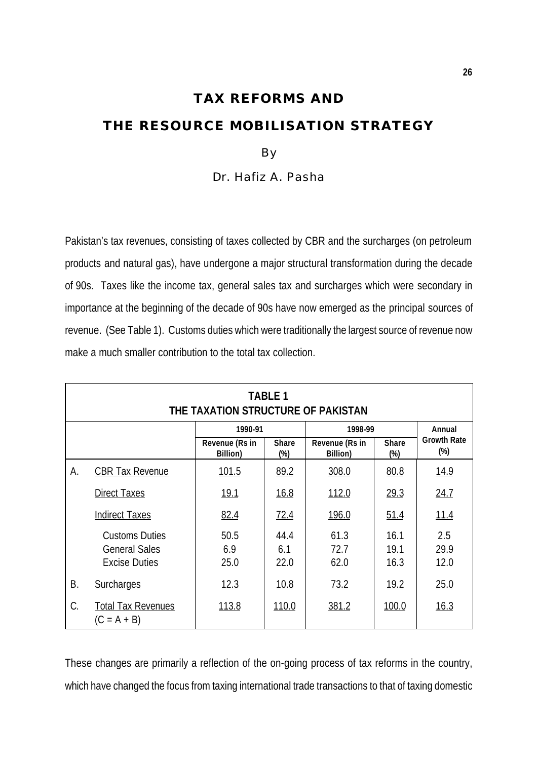# TAX REFORMS AND

# THE RESOURCE MOBILISATION STRATEGY

By

Dr. Hafiz A. Pasha

Pakistan's tax revenues, consisting of taxes collected by CBR and the surcharges (on petroleum products and natural gas), have undergone a major structural transformation during the decade of 90s. Taxes like the income tax, general sales tax and surcharges which were secondary in importance at the beginning of the decade of 90s have now emerged as the principal sources of revenue. (See Table 1). Customs duties which were traditionally the largest source of revenue now make a much smaller contribution to the total tax collection.

**TABLE 1**
**THE TAXATION STRUCTURE OF PAKISTAN**

| | | 1990-91 | | 1998-99 | | Annual Growth Rate (%) |
|---|---|---|---|---|---|---|
| | | Revenue (Rs in Billion) | Share (%) | Revenue (Rs in Billion) | Share (%) | |
| A. | CBR Tax Revenue | 101.5 | 89.2 | 308.0 | 80.8 | 14.9 |
| | Direct Taxes | 19.1 | 16.8 | 112.0 | 29.3 | 24.7 |
| | Indirect Taxes | 82.4 | 72.4 | 196.0 | 51.4 | 11.4 |
| | Customs Duties | 50.5 | 44.4 | 61.3 | 16.1 | 2.5 |
| | General Sales | 6.9 | 6.1 | 72.7 | 19.1 | 29.9 |
| | Excise Duties | 25.0 | 22.0 | 62.0 | 16.3 | 12.0 |
| B. | Surcharges | 12.3 | 10.8 | 73.2 | 19.2 | 25.0 |
| C. | Total Tax Revenues (C = A + B) | 113.8 | 110.0 | 381.2 | 100.0 | 16.3 |

These changes are primarily a reflection of the on-going process of tax reforms in the country, which have changed the focus from taxing international trade transactions to that of taxing domestic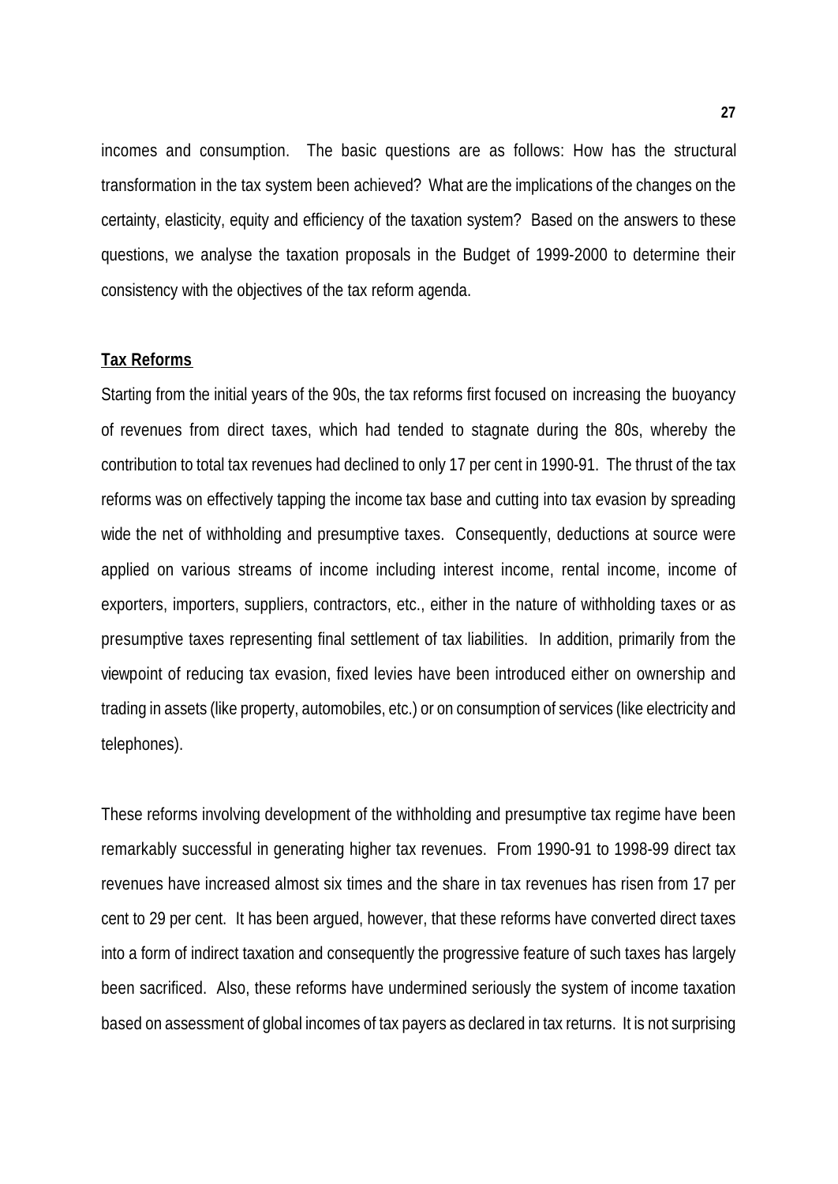incomes and consumption. The basic questions are as follows: How has the structural transformation in the tax system been achieved? What are the implications of the changes on the certainty, elasticity, equity and efficiency of the taxation system? Based on the answers to these questions, we analyse the taxation proposals in the Budget of 1999-2000 to determine their consistency with the objectives of the tax reform agenda.

**Tax Reforms**

Starting from the initial years of the 90s, the tax reforms first focused on increasing the buoyancy of revenues from direct taxes, which had tended to stagnate during the 80s, whereby the contribution to total tax revenues had declined to only 17 per cent in 1990-91. The thrust of the tax reforms was on effectively tapping the income tax base and cutting into tax evasion by spreading wide the net of withholding and presumptive taxes. Consequently, deductions at source were applied on various streams of income including interest income, rental income, income of exporters, importers, suppliers, contractors, etc., either in the nature of withholding taxes or as presumptive taxes representing final settlement of tax liabilities. In addition, primarily from the viewpoint of reducing tax evasion, fixed levies have been introduced either on ownership and trading in assets (like property, automobiles, etc.) or on consumption of services (like electricity and telephones).

These reforms involving development of the withholding and presumptive tax regime have been remarkably successful in generating higher tax revenues. From 1990-91 to 1998-99 direct tax revenues have increased almost six times and the share in tax revenues has risen from 17 per cent to 29 per cent. It has been argued, however, that these reforms have converted direct taxes into a form of indirect taxation and consequently the progressive feature of such taxes has largely been sacrificed. Also, these reforms have undermined seriously the system of income taxation based on assessment of global incomes of tax payers as declared in tax returns. It is not surprising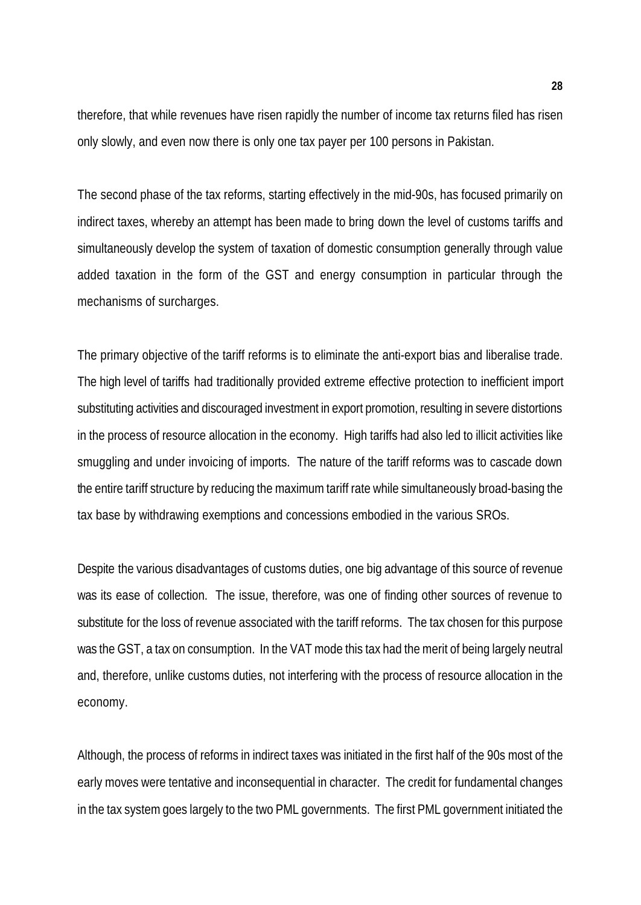therefore, that while revenues have risen rapidly the number of income tax returns filed has risen only slowly, and even now there is only one tax payer per 100 persons in Pakistan.

The second phase of the tax reforms, starting effectively in the mid-90s, has focused primarily on indirect taxes, whereby an attempt has been made to bring down the level of customs tariffs and simultaneously develop the system of taxation of domestic consumption generally through value added taxation in the form of the GST and energy consumption in particular through the mechanisms of surcharges.

The primary objective of the tariff reforms is to eliminate the anti-export bias and liberalise trade. The high level of tariffs had traditionally provided extreme effective protection to inefficient import substituting activities and discouraged investment in export promotion, resulting in severe distortions in the process of resource allocation in the economy. High tariffs had also led to illicit activities like smuggling and under invoicing of imports. The nature of the tariff reforms was to cascade down the entire tariff structure by reducing the maximum tariff rate while simultaneously broad-basing the tax base by withdrawing exemptions and concessions embodied in the various SROs.

Despite the various disadvantages of customs duties, one big advantage of this source of revenue was its ease of collection. The issue, therefore, was one of finding other sources of revenue to substitute for the loss of revenue associated with the tariff reforms. The tax chosen for this purpose was the GST, a tax on consumption. In the VAT mode this tax had the merit of being largely neutral and, therefore, unlike customs duties, not interfering with the process of resource allocation in the economy.

Although, the process of reforms in indirect taxes was initiated in the first half of the 90s most of the early moves were tentative and inconsequential in character. The credit for fundamental changes in the tax system goes largely to the two PML governments. The first PML government initiated the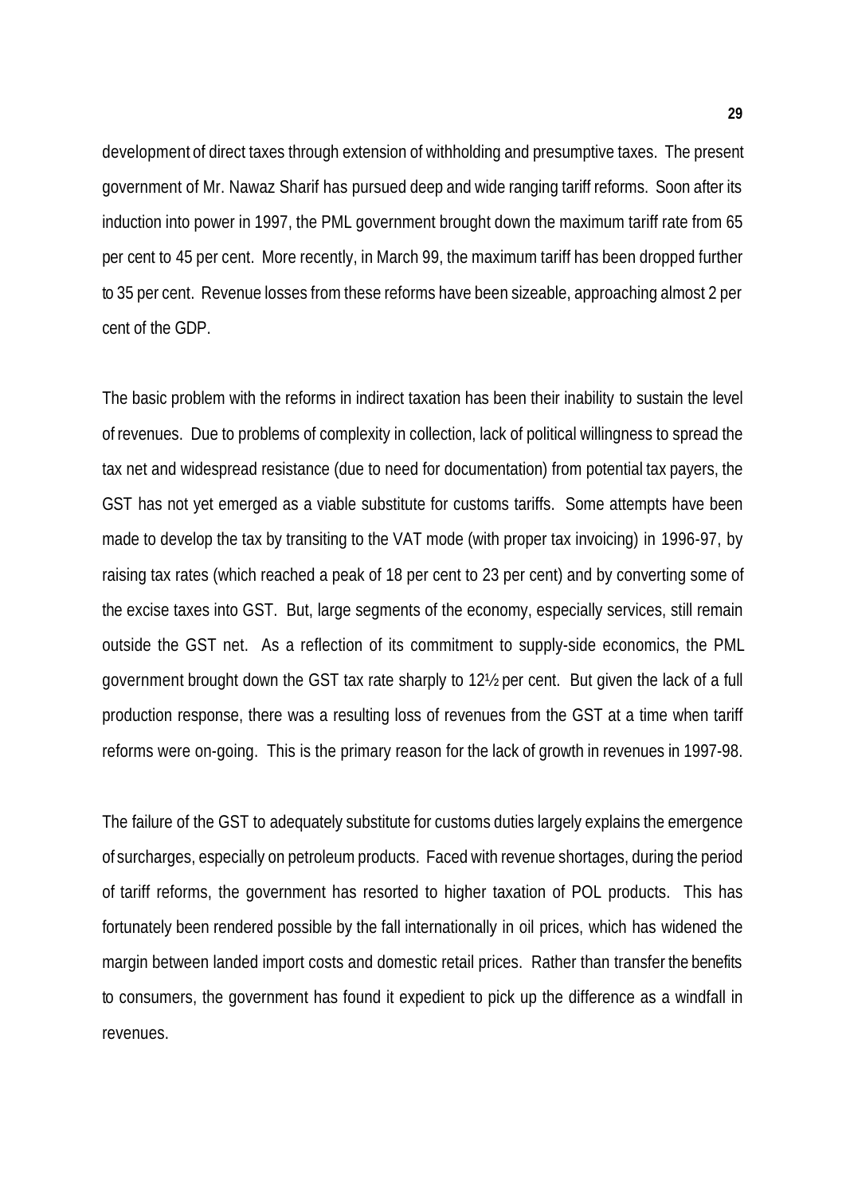development of direct taxes through extension of withholding and presumptive taxes. The present government of Mr. Nawaz Sharif has pursued deep and wide ranging tariff reforms. Soon after its induction into power in 1997, the PML government brought down the maximum tariff rate from 65 per cent to 45 per cent. More recently, in March 99, the maximum tariff has been dropped further to 35 per cent. Revenue losses from these reforms have been sizeable, approaching almost 2 per cent of the GDP.

The basic problem with the reforms in indirect taxation has been their inability to sustain the level of revenues. Due to problems of complexity in collection, lack of political willingness to spread the tax net and widespread resistance (due to need for documentation) from potential tax payers, the GST has not yet emerged as a viable substitute for customs tariffs. Some attempts have been made to develop the tax by transiting to the VAT mode (with proper tax invoicing) in 1996-97, by raising tax rates (which reached a peak of 18 per cent to 23 per cent) and by converting some of the excise taxes into GST. But, large segments of the economy, especially services, still remain outside the GST net. As a reflection of its commitment to supply-side economics, the PML government brought down the GST tax rate sharply to 12½ per cent. But given the lack of a full production response, there was a resulting loss of revenues from the GST at a time when tariff reforms were on-going. This is the primary reason for the lack of growth in revenues in 1997-98.

The failure of the GST to adequately substitute for customs duties largely explains the emergence of surcharges, especially on petroleum products. Faced with revenue shortages, during the period of tariff reforms, the government has resorted to higher taxation of POL products. This has fortunately been rendered possible by the fall internationally in oil prices, which has widened the margin between landed import costs and domestic retail prices. Rather than transfer the benefits to consumers, the government has found it expedient to pick up the difference as a windfall in revenues.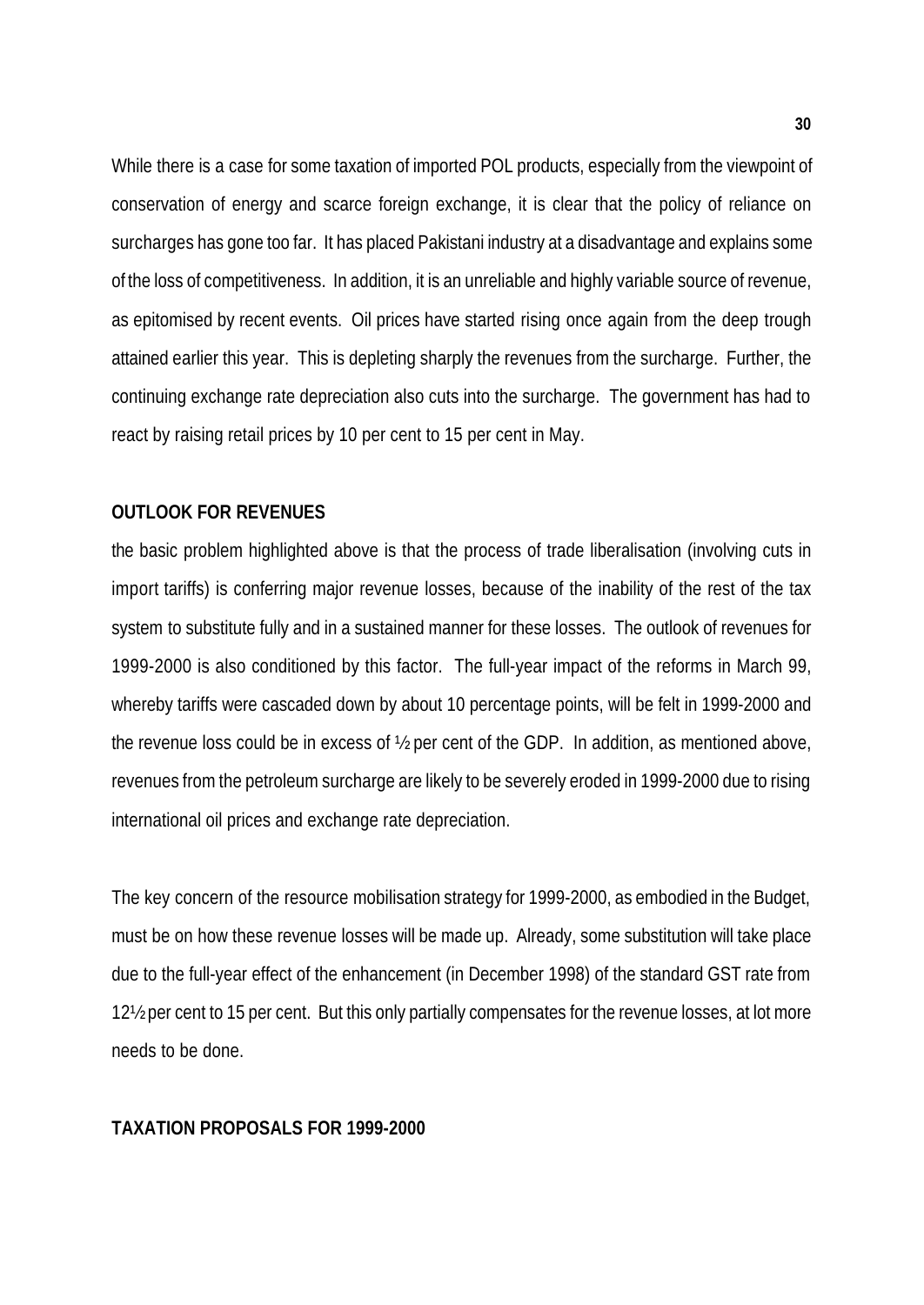While there is a case for some taxation of imported POL products, especially from the viewpoint of conservation of energy and scarce foreign exchange, it is clear that the policy of reliance on surcharges has gone too far. It has placed Pakistani industry at a disadvantage and explains some of the loss of competitiveness. In addition, it is an unreliable and highly variable source of revenue, as epitomised by recent events. Oil prices have started rising once again from the deep trough attained earlier this year. This is depleting sharply the revenues from the surcharge. Further, the continuing exchange rate depreciation also cuts into the surcharge. The government has had to react by raising retail prices by 10 per cent to 15 per cent in May.

**OUTLOOK FOR REVENUES**

the basic problem highlighted above is that the process of trade liberalisation (involving cuts in import tariffs) is conferring major revenue losses, because of the inability of the rest of the tax system to substitute fully and in a sustained manner for these losses. The outlook of revenues for 1999-2000 is also conditioned by this factor. The full-year impact of the reforms in March 99, whereby tariffs were cascaded down by about 10 percentage points, will be felt in 1999-2000 and the revenue loss could be in excess of ½ per cent of the GDP. In addition, as mentioned above, revenues from the petroleum surcharge are likely to be severely eroded in 1999-2000 due to rising international oil prices and exchange rate depreciation.

The key concern of the resource mobilisation strategy for 1999-2000, as embodied in the Budget, must be on how these revenue losses will be made up. Already, some substitution will take place due to the full-year effect of the enhancement (in December 1998) of the standard GST rate from 12½ per cent to 15 per cent. But this only partially compensates for the revenue losses, at lot more needs to be done.

**TAXATION PROPOSALS FOR 1999-2000**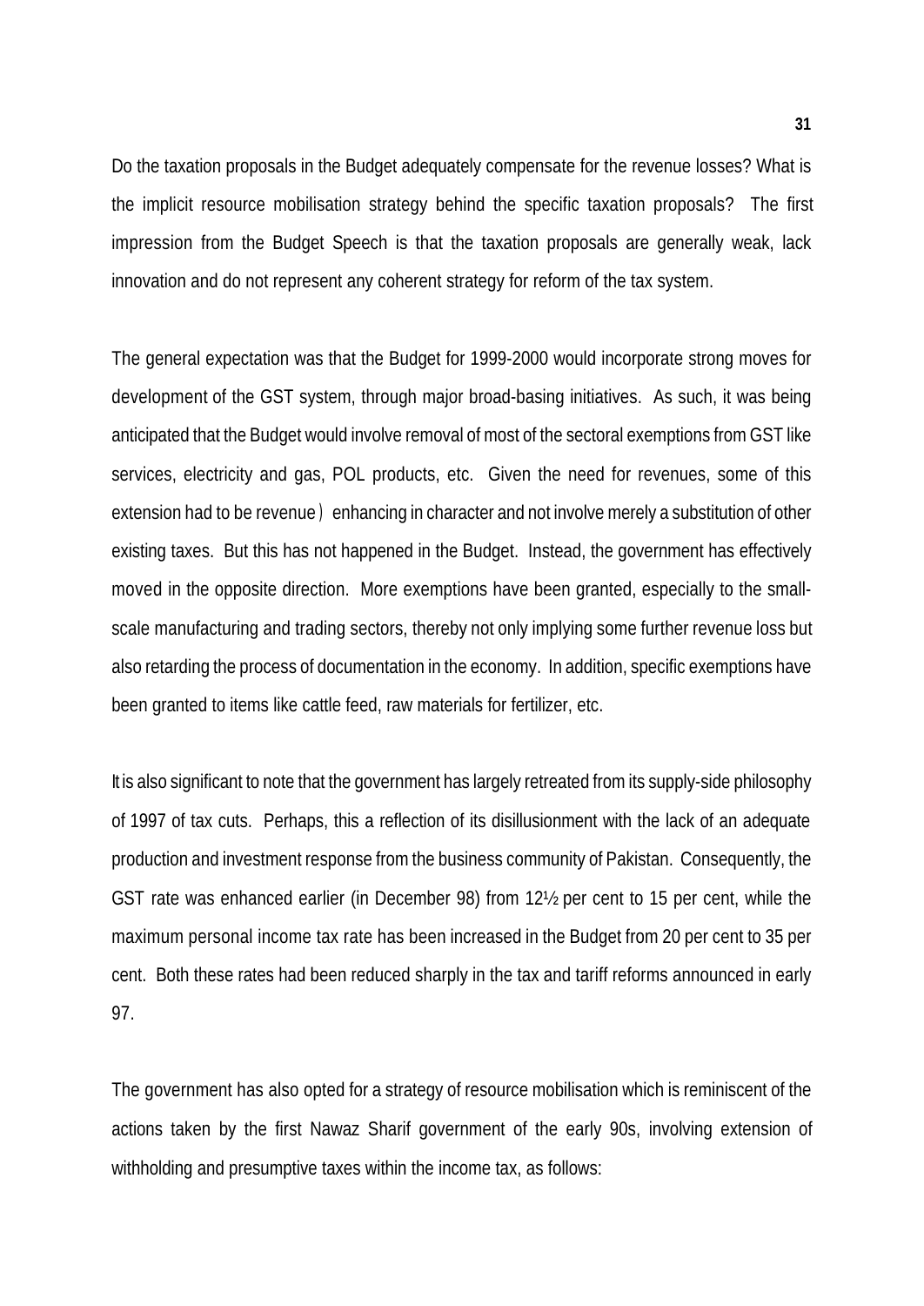Do the taxation proposals in the Budget adequately compensate for the revenue losses? What is the implicit resource mobilisation strategy behind the specific taxation proposals? The first impression from the Budget Speech is that the taxation proposals are generally weak, lack innovation and do not represent any coherent strategy for reform of the tax system.

The general expectation was that the Budget for 1999-2000 would incorporate strong moves for development of the GST system, through major broad-basing initiatives. As such, it was being anticipated that the Budget would involve removal of most of the sectoral exemptions from GST like services, electricity and gas, POL products, etc. Given the need for revenues, some of this extension had to be revenue enhancing in character and not involve merely a substitution of other existing taxes. But this has not happened in the Budget. Instead, the government has effectively moved in the opposite direction. More exemptions have been granted, especially to the small-scale manufacturing and trading sectors, thereby not only implying some further revenue loss but also retarding the process of documentation in the economy. In addition, specific exemptions have been granted to items like cattle feed, raw materials for fertilizer, etc.

It is also significant to note that the government has largely retreated from its supply-side philosophy of 1997 of tax cuts. Perhaps, this a reflection of its disillusionment with the lack of an adequate production and investment response from the business community of Pakistan. Consequently, the GST rate was enhanced earlier (in December 98) from 12½ per cent to 15 per cent, while the maximum personal income tax rate has been increased in the Budget from 20 per cent to 35 per cent. Both these rates had been reduced sharply in the tax and tariff reforms announced in early 97.

The government has also opted for a strategy of resource mobilisation which is reminiscent of the actions taken by the first Nawaz Sharif government of the early 90s, involving extension of withholding and presumptive taxes within the income tax, as follows: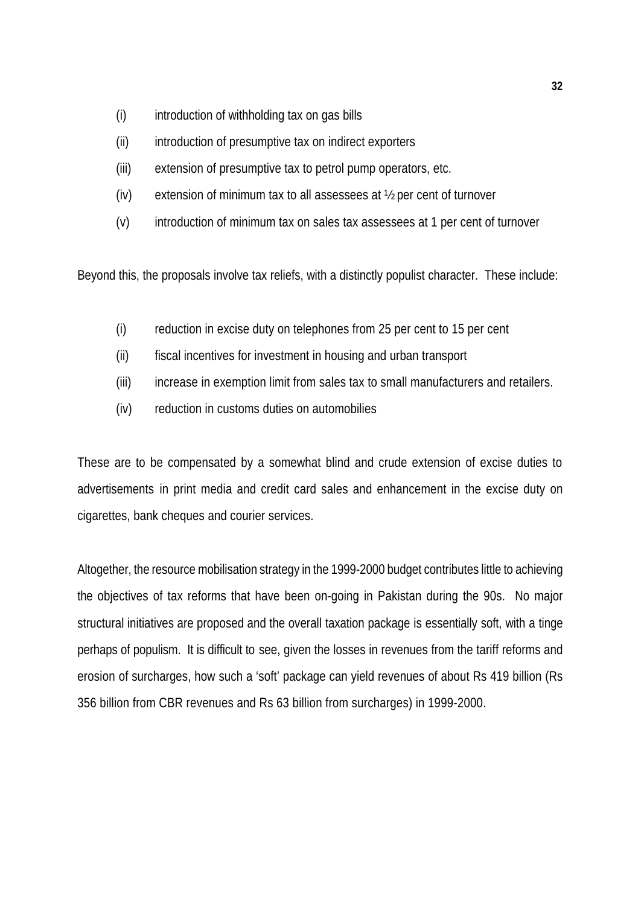(i) introduction of withholding tax on gas bills

(ii) introduction of presumptive tax on indirect exporters

(iii) extension of presumptive tax to petrol pump operators, etc.

(iv) extension of minimum tax to all assessees at ½ per cent of turnover

(v) introduction of minimum tax on sales tax assessees at 1 per cent of turnover

Beyond this, the proposals involve tax reliefs, with a distinctly populist character. These include:

(i) reduction in excise duty on telephones from 25 per cent to 15 per cent

(ii) fiscal incentives for investment in housing and urban transport

(iii) increase in exemption limit from sales tax to small manufacturers and retailers.

(iv) reduction in customs duties on automobilies

These are to be compensated by a somewhat blind and crude extension of excise duties to advertisements in print media and credit card sales and enhancement in the excise duty on cigarettes, bank cheques and courier services.

Altogether, the resource mobilisation strategy in the 1999-2000 budget contributes little to achieving the objectives of tax reforms that have been on-going in Pakistan during the 90s. No major structural initiatives are proposed and the overall taxation package is essentially soft, with a tinge perhaps of populism. It is difficult to see, given the losses in revenues from the tariff reforms and erosion of surcharges, how such a 'soft' package can yield revenues of about Rs 419 billion (Rs 356 billion from CBR revenues and Rs 63 billion from surcharges) in 1999-2000.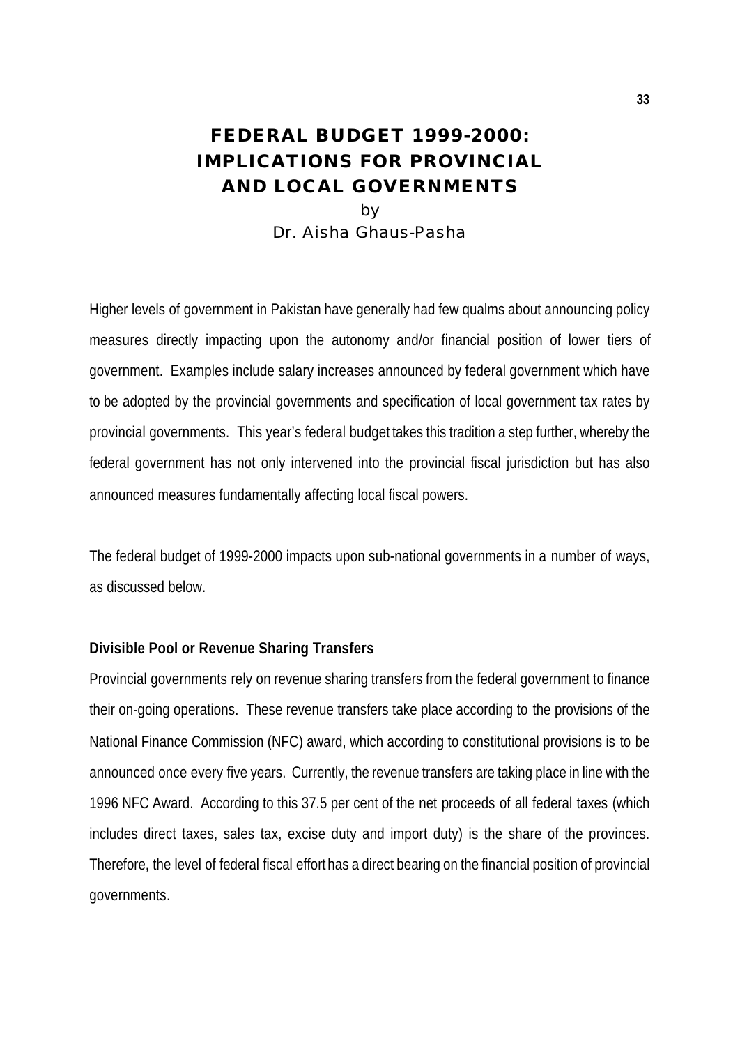# FEDERAL BUDGET 1999-2000: IMPLICATIONS FOR PROVINCIAL AND LOCAL GOVERNMENTS

by

Dr. Aisha Ghaus-Pasha

Higher levels of government in Pakistan have generally had few qualms about announcing policy measures directly impacting upon the autonomy and/or financial position of lower tiers of government. Examples include salary increases announced by federal government which have to be adopted by the provincial governments and specification of local government tax rates by provincial governments. This year's federal budget takes this tradition a step further, whereby the federal government has not only intervened into the provincial fiscal jurisdiction but has also announced measures fundamentally affecting local fiscal powers.

The federal budget of 1999-2000 impacts upon sub-national governments in a number of ways, as discussed below.

**Divisible Pool or Revenue Sharing Transfers**

Provincial governments rely on revenue sharing transfers from the federal government to finance their on-going operations. These revenue transfers take place according to the provisions of the National Finance Commission (NFC) award, which according to constitutional provisions is to be announced once every five years. Currently, the revenue transfers are taking place in line with the 1996 NFC Award. According to this 37.5 per cent of the net proceeds of all federal taxes (which includes direct taxes, sales tax, excise duty and import duty) is the share of the provinces. Therefore, the level of federal fiscal effort has a direct bearing on the financial position of provincial governments.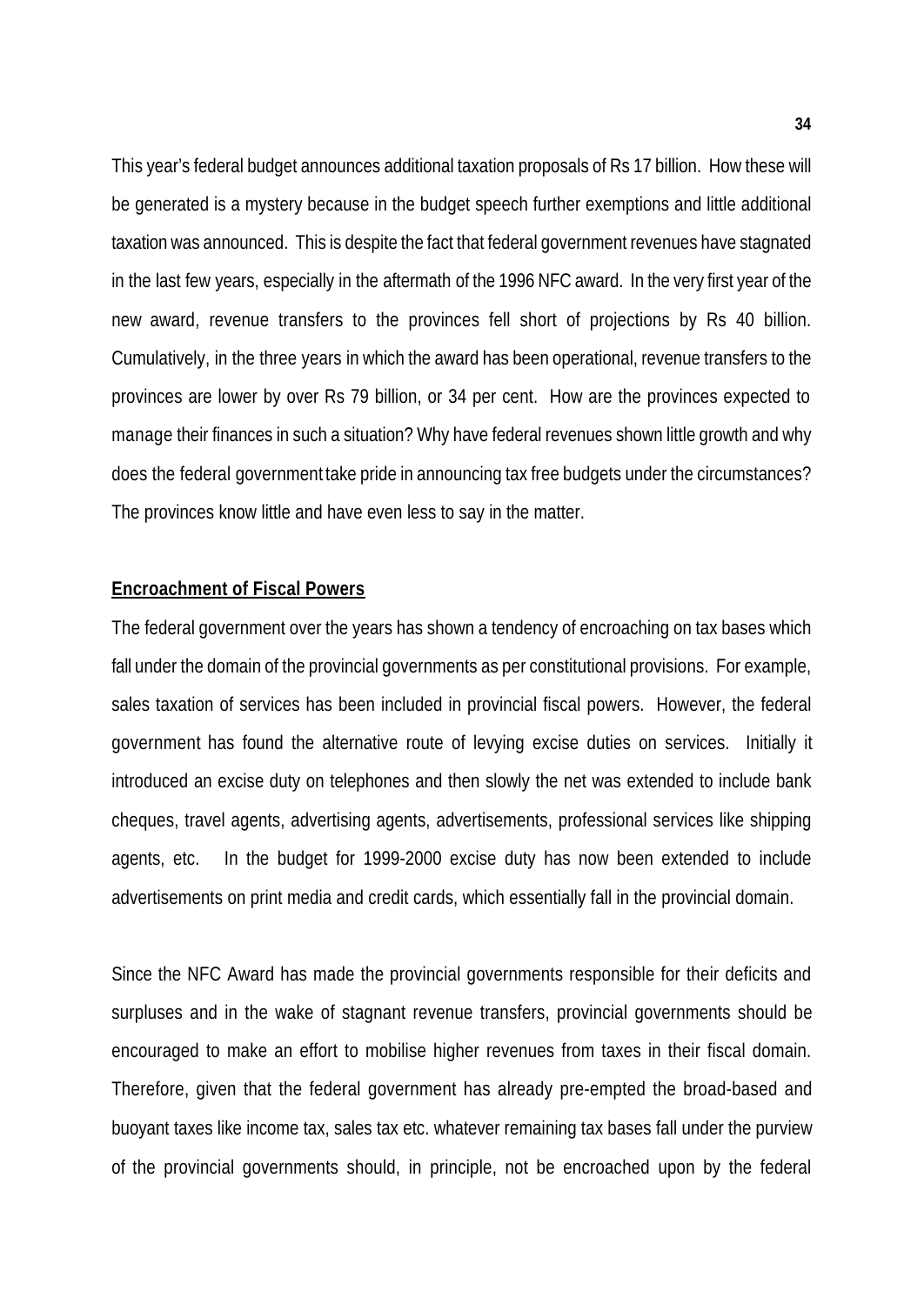This year's federal budget announces additional taxation proposals of Rs 17 billion. How these will be generated is a mystery because in the budget speech further exemptions and little additional taxation was announced. This is despite the fact that federal government revenues have stagnated in the last few years, especially in the aftermath of the 1996 NFC award. In the very first year of the new award, revenue transfers to the provinces fell short of projections by Rs 40 billion. Cumulatively, in the three years in which the award has been operational, revenue transfers to the provinces are lower by over Rs 79 billion, or 34 per cent. How are the provinces expected to manage their finances in such a situation? Why have federal revenues shown little growth and why does the federal government take pride in announcing tax free budgets under the circumstances? The provinces know little and have even less to say in the matter.

**Encroachment of Fiscal Powers**

The federal government over the years has shown a tendency of encroaching on tax bases which fall under the domain of the provincial governments as per constitutional provisions. For example, sales taxation of services has been included in provincial fiscal powers. However, the federal government has found the alternative route of levying excise duties on services. Initially it introduced an excise duty on telephones and then slowly the net was extended to include bank cheques, travel agents, advertising agents, advertisements, professional services like shipping agents, etc. In the budget for 1999-2000 excise duty has now been extended to include advertisements on print media and credit cards, which essentially fall in the provincial domain.

Since the NFC Award has made the provincial governments responsible for their deficits and surpluses and in the wake of stagnant revenue transfers, provincial governments should be encouraged to make an effort to mobilise higher revenues from taxes in their fiscal domain. Therefore, given that the federal government has already pre-empted the broad-based and buoyant taxes like income tax, sales tax etc. whatever remaining tax bases fall under the purview of the provincial governments should, in principle, not be encroached upon by the federal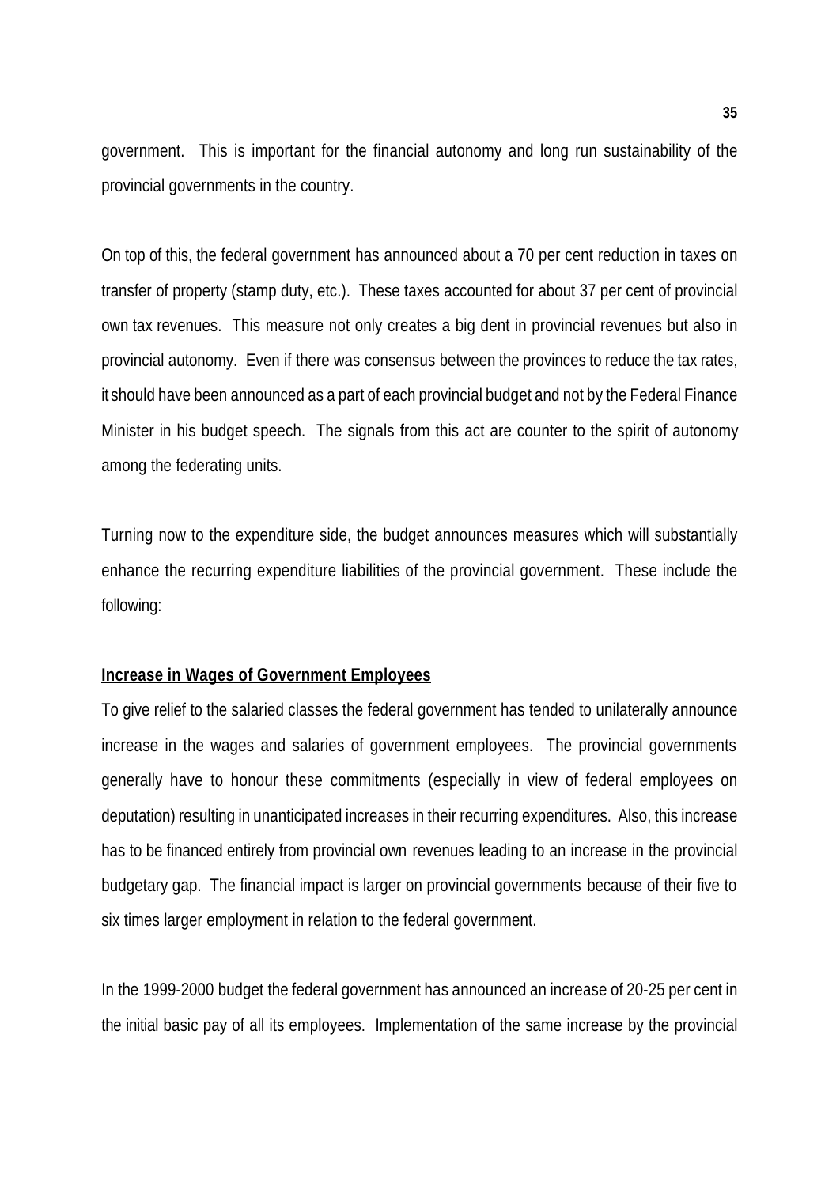government. This is important for the financial autonomy and long run sustainability of the provincial governments in the country.

On top of this, the federal government has announced about a 70 per cent reduction in taxes on transfer of property (stamp duty, etc.). These taxes accounted for about 37 per cent of provincial own tax revenues. This measure not only creates a big dent in provincial revenues but also in provincial autonomy. Even if there was consensus between the provinces to reduce the tax rates, it should have been announced as a part of each provincial budget and not by the Federal Finance Minister in his budget speech. The signals from this act are counter to the spirit of autonomy among the federating units.

Turning now to the expenditure side, the budget announces measures which will substantially enhance the recurring expenditure liabilities of the provincial government. These include the following:

**Increase in Wages of Government Employees**

To give relief to the salaried classes the federal government has tended to unilaterally announce increase in the wages and salaries of government employees. The provincial governments generally have to honour these commitments (especially in view of federal employees on deputation) resulting in unanticipated increases in their recurring expenditures. Also, this increase has to be financed entirely from provincial own revenues leading to an increase in the provincial budgetary gap. The financial impact is larger on provincial governments because of their five to six times larger employment in relation to the federal government.

In the 1999-2000 budget the federal government has announced an increase of 20-25 per cent in the initial basic pay of all its employees. Implementation of the same increase by the provincial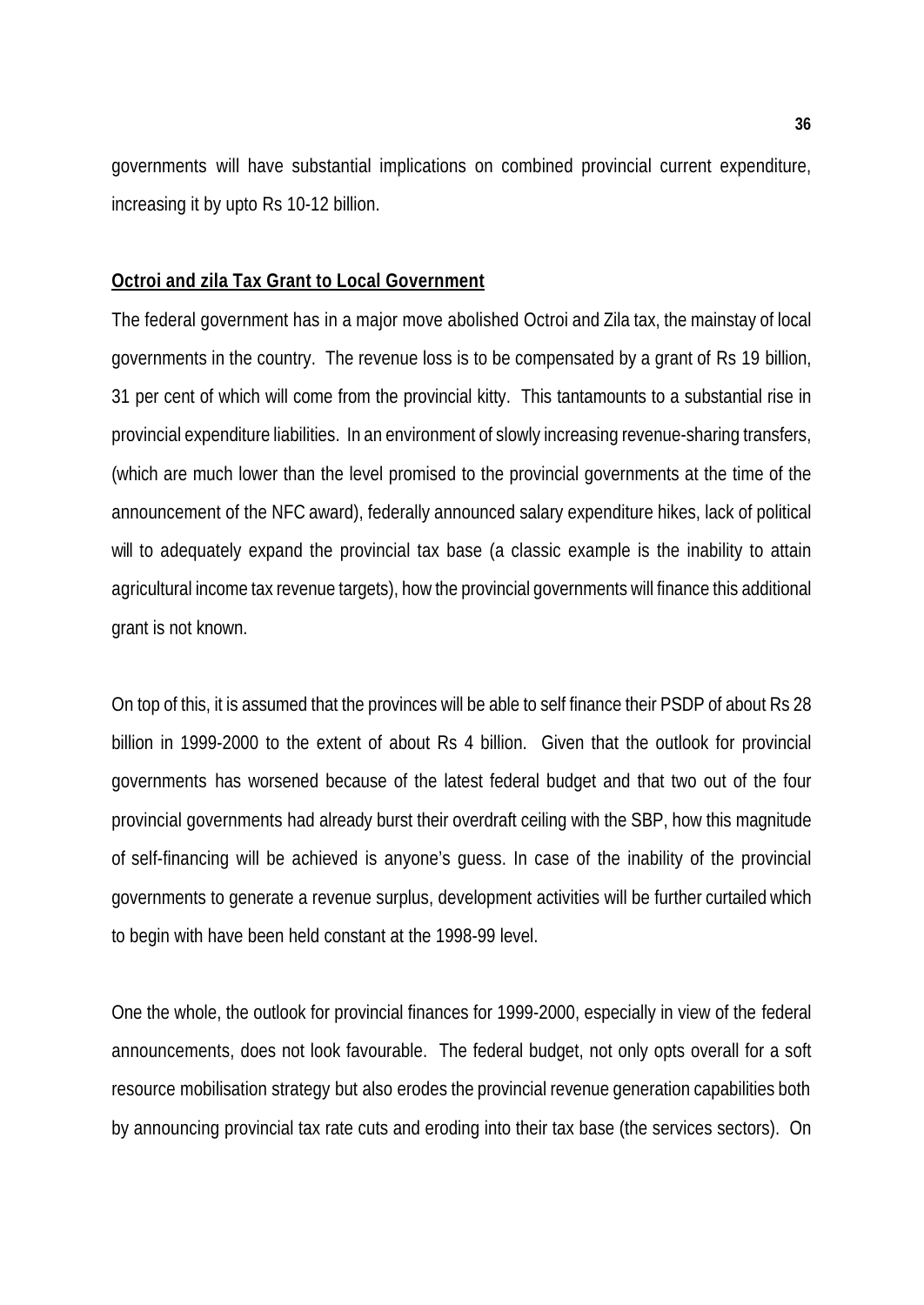governments will have substantial implications on combined provincial current expenditure, increasing it by upto Rs 10-12 billion.

**Octroi and zila Tax Grant to Local Government**

The federal government has in a major move abolished Octroi and Zila tax, the mainstay of local governments in the country. The revenue loss is to be compensated by a grant of Rs 19 billion, 31 per cent of which will come from the provincial kitty. This tantamounts to a substantial rise in provincial expenditure liabilities. In an environment of slowly increasing revenue-sharing transfers, (which are much lower than the level promised to the provincial governments at the time of the announcement of the NFC award), federally announced salary expenditure hikes, lack of political will to adequately expand the provincial tax base (a classic example is the inability to attain agricultural income tax revenue targets), how the provincial governments will finance this additional grant is not known.

On top of this, it is assumed that the provinces will be able to self finance their PSDP of about Rs 28 billion in 1999-2000 to the extent of about Rs 4 billion. Given that the outlook for provincial governments has worsened because of the latest federal budget and that two out of the four provincial governments had already burst their overdraft ceiling with the SBP, how this magnitude of self-financing will be achieved is anyone's guess. In case of the inability of the provincial governments to generate a revenue surplus, development activities will be further curtailed which to begin with have been held constant at the 1998-99 level.

One the whole, the outlook for provincial finances for 1999-2000, especially in view of the federal announcements, does not look favourable. The federal budget, not only opts overall for a soft resource mobilisation strategy but also erodes the provincial revenue generation capabilities both by announcing provincial tax rate cuts and eroding into their tax base (the services sectors). On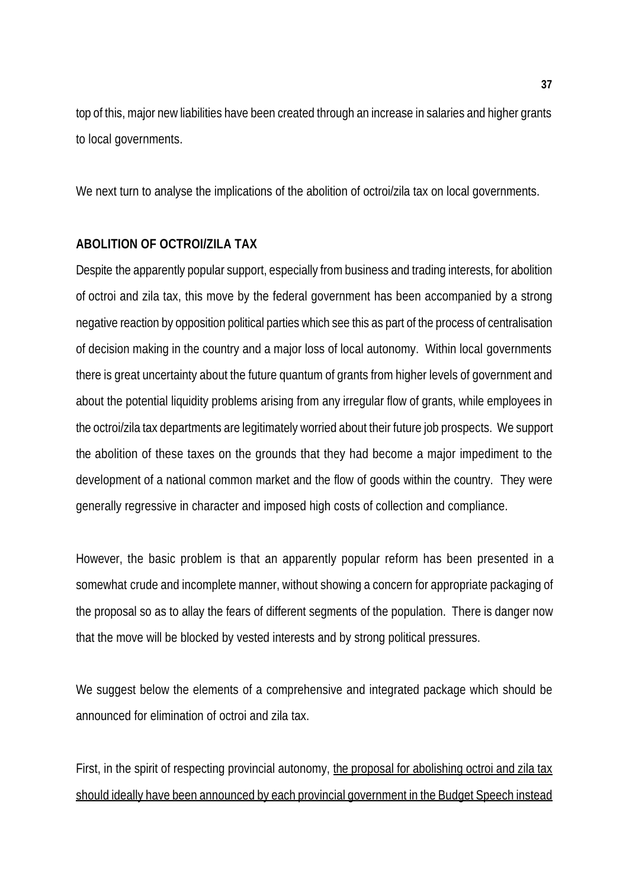top of this, major new liabilities have been created through an increase in salaries and higher grants to local governments.

We next turn to analyse the implications of the abolition of octroi/zila tax on local governments.

## ABOLITION OF OCTROI/ZILA TAX

Despite the apparently popular support, especially from business and trading interests, for abolition of octroi and zila tax, this move by the federal government has been accompanied by a strong negative reaction by opposition political parties which see this as part of the process of centralisation of decision making in the country and a major loss of local autonomy. Within local governments there is great uncertainty about the future quantum of grants from higher levels of government and about the potential liquidity problems arising from any irregular flow of grants, while employees in the octroi/zila tax departments are legitimately worried about their future job prospects. We support the abolition of these taxes on the grounds that they had become a major impediment to the development of a national common market and the flow of goods within the country. They were generally regressive in character and imposed high costs of collection and compliance.

However, the basic problem is that an apparently popular reform has been presented in a somewhat crude and incomplete manner, without showing a concern for appropriate packaging of the proposal so as to allay the fears of different segments of the population. There is danger now that the move will be blocked by vested interests and by strong political pressures.

We suggest below the elements of a comprehensive and integrated package which should be announced for elimination of octroi and zila tax.

First, in the spirit of respecting provincial autonomy, <u>the proposal for abolishing octroi and zila tax should ideally have been announced by each provincial government in the Budget Speech instead</u>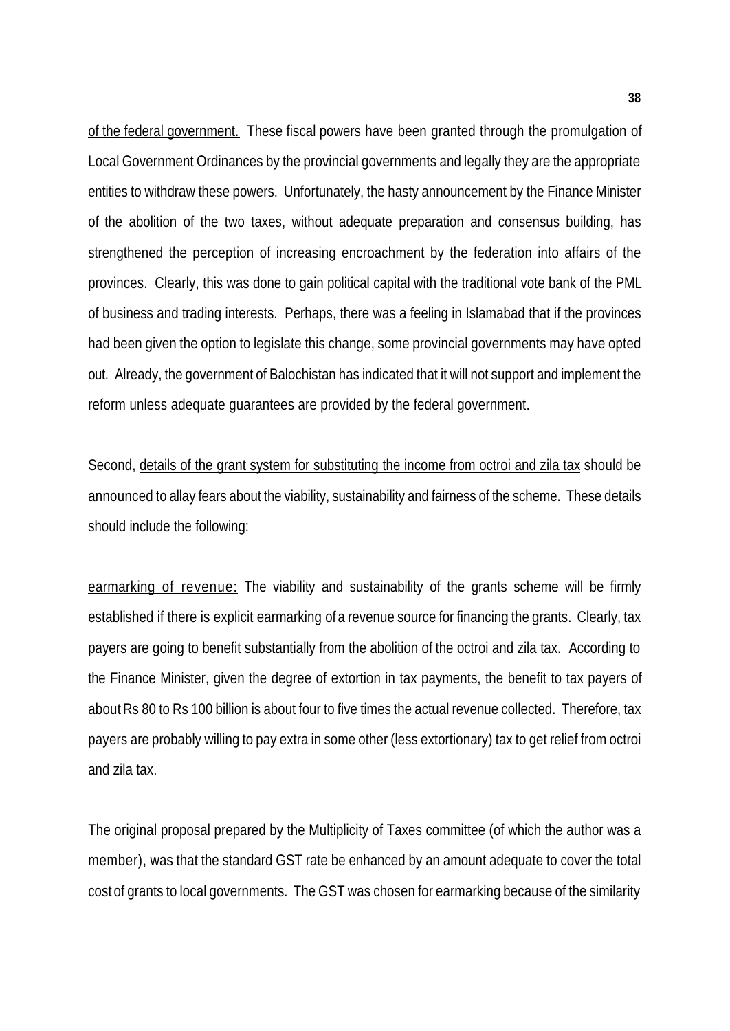of the federal government. These fiscal powers have been granted through the promulgation of Local Government Ordinances by the provincial governments and legally they are the appropriate entities to withdraw these powers. Unfortunately, the hasty announcement by the Finance Minister of the abolition of the two taxes, without adequate preparation and consensus building, has strengthened the perception of increasing encroachment by the federation into affairs of the provinces. Clearly, this was done to gain political capital with the traditional vote bank of the PML of business and trading interests. Perhaps, there was a feeling in Islamabad that if the provinces had been given the option to legislate this change, some provincial governments may have opted out. Already, the government of Balochistan has indicated that it will not support and implement the reform unless adequate guarantees are provided by the federal government.

Second, details of the grant system for substituting the income from octroi and zila tax should be announced to allay fears about the viability, sustainability and fairness of the scheme. These details should include the following:

earmarking of revenue: The viability and sustainability of the grants scheme will be firmly established if there is explicit earmarking of a revenue source for financing the grants. Clearly, tax payers are going to benefit substantially from the abolition of the octroi and zila tax. According to the Finance Minister, given the degree of extortion in tax payments, the benefit to tax payers of about Rs 80 to Rs 100 billion is about four to five times the actual revenue collected. Therefore, tax payers are probably willing to pay extra in some other (less extortionary) tax to get relief from octroi and zila tax.

The original proposal prepared by the Multiplicity of Taxes committee (of which the author was a member), was that the standard GST rate be enhanced by an amount adequate to cover the total cost of grants to local governments. The GST was chosen for earmarking because of the similarity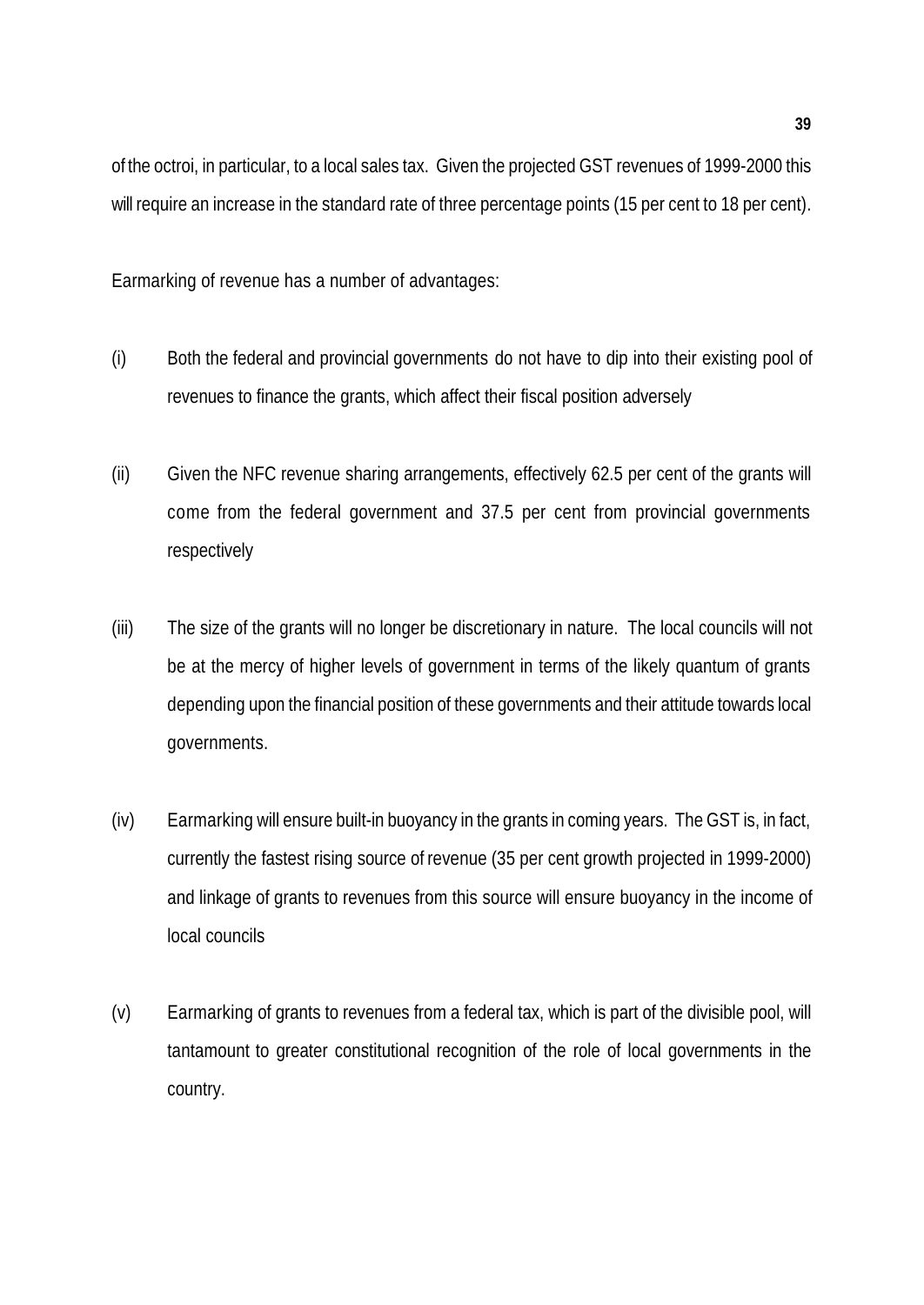of the octroi, in particular, to a local sales tax. Given the projected GST revenues of 1999-2000 this will require an increase in the standard rate of three percentage points (15 per cent to 18 per cent).

Earmarking of revenue has a number of advantages:

(i) Both the federal and provincial governments do not have to dip into their existing pool of revenues to finance the grants, which affect their fiscal position adversely

(ii) Given the NFC revenue sharing arrangements, effectively 62.5 per cent of the grants will come from the federal government and 37.5 per cent from provincial governments respectively

(iii) The size of the grants will no longer be discretionary in nature. The local councils will not be at the mercy of higher levels of government in terms of the likely quantum of grants depending upon the financial position of these governments and their attitude towards local governments.

(iv) Earmarking will ensure built-in buoyancy in the grants in coming years. The GST is, in fact, currently the fastest rising source of revenue (35 per cent growth projected in 1999-2000) and linkage of grants to revenues from this source will ensure buoyancy in the income of local councils

(v) Earmarking of grants to revenues from a federal tax, which is part of the divisible pool, will tantamount to greater constitutional recognition of the role of local governments in the country.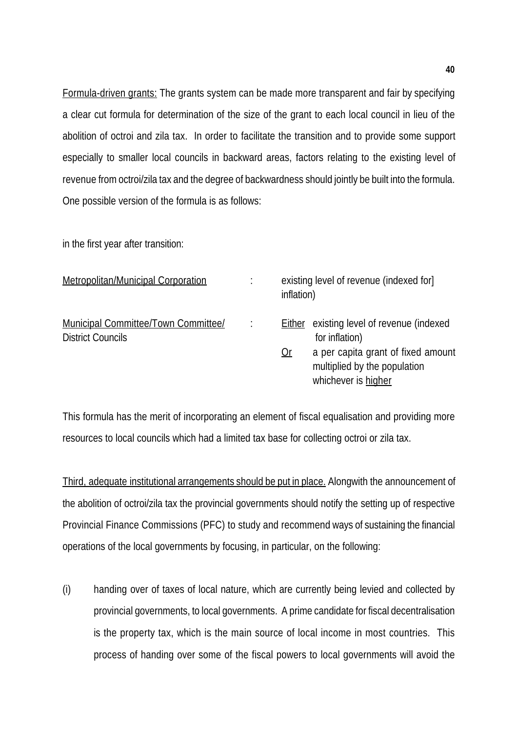<u>Formula-driven grants:</u> The grants system can be made more transparent and fair by specifying a clear cut formula for determination of the size of the grant to each local council in lieu of the abolition of octroi and zila tax. In order to facilitate the transition and to provide some support especially to smaller local councils in backward areas, factors relating to the existing level of revenue from octroi/zila tax and the degree of backwardness should jointly be built into the formula. One possible version of the formula is as follows:

in the first year after transition:

| | | |
|---|---|---|
| <u>Metropolitan/Municipal Corporation</u> | : | existing level of revenue (indexed for] inflation) |
| <u>Municipal Committee/Town Committee/</u> District Councils | : | <u>Either</u> existing level of revenue (indexed for inflation)<br><u>Or</u> a per capita grant of fixed amount multiplied by the population whichever is <u>higher</u> |

This formula has the merit of incorporating an element of fiscal equalisation and providing more resources to local councils which had a limited tax base for collecting octroi or zila tax.

<u>Third, adequate institutional arrangements should be put in place.</u> Alongwith the announcement of the abolition of octroi/zila tax the provincial governments should notify the setting up of respective Provincial Finance Commissions (PFC) to study and recommend ways of sustaining the financial operations of the local governments by focusing, in particular, on the following:

(i) handing over of taxes of local nature, which are currently being levied and collected by provincial governments, to local governments. A prime candidate for fiscal decentralisation is the property tax, which is the main source of local income in most countries. This process of handing over some of the fiscal powers to local governments will avoid the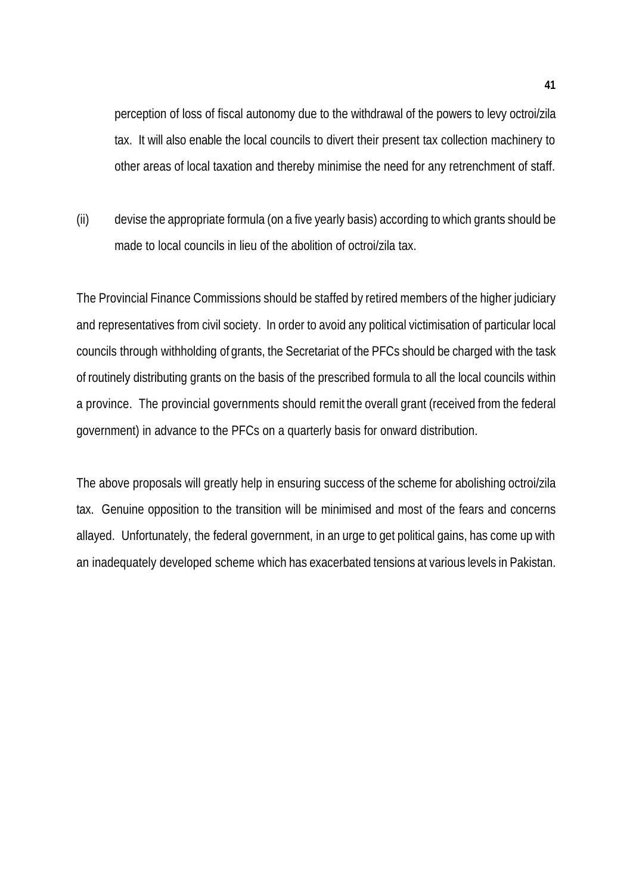perception of loss of fiscal autonomy due to the withdrawal of the powers to levy octroi/zila tax. It will also enable the local councils to divert their present tax collection machinery to other areas of local taxation and thereby minimise the need for any retrenchment of staff.

(ii) devise the appropriate formula (on a five yearly basis) according to which grants should be made to local councils in lieu of the abolition of octroi/zila tax.

The Provincial Finance Commissions should be staffed by retired members of the higher judiciary and representatives from civil society. In order to avoid any political victimisation of particular local councils through withholding of grants, the Secretariat of the PFCs should be charged with the task of routinely distributing grants on the basis of the prescribed formula to all the local councils within a province. The provincial governments should remit the overall grant (received from the federal government) in advance to the PFCs on a quarterly basis for onward distribution.

The above proposals will greatly help in ensuring success of the scheme for abolishing octroi/zila tax. Genuine opposition to the transition will be minimised and most of the fears and concerns allayed. Unfortunately, the federal government, in an urge to get political gains, has come up with an inadequately developed scheme which has exacerbated tensions at various levels in Pakistan.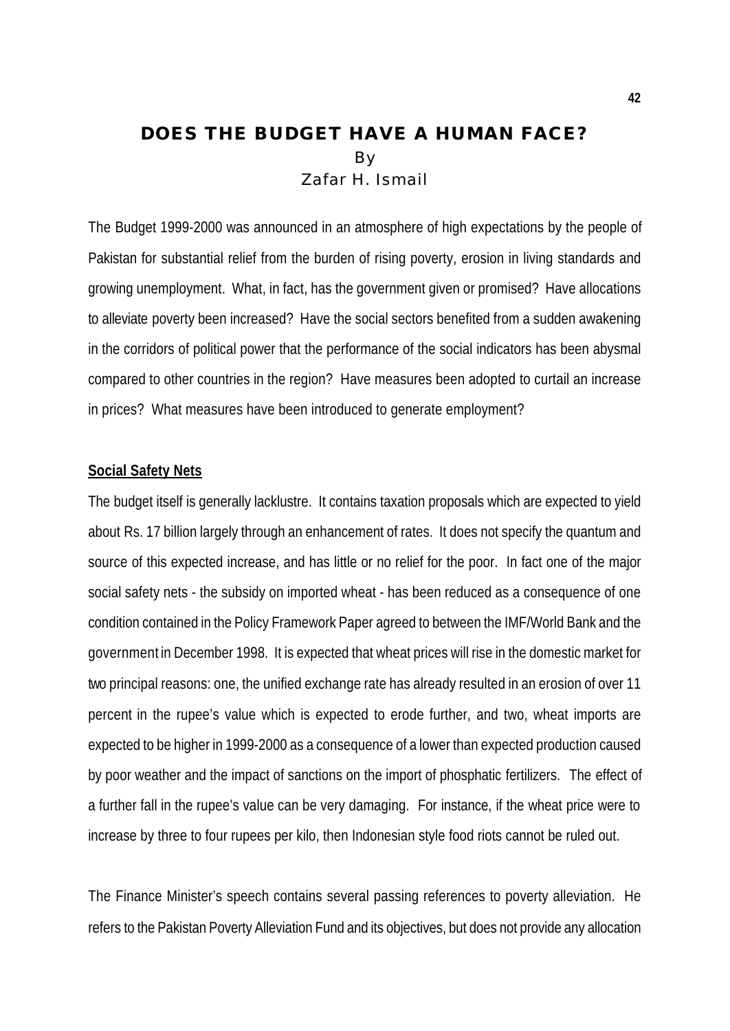# DOES THE BUDGET HAVE A HUMAN FACE?

By

Zafar H. Ismail

The Budget 1999-2000 was announced in an atmosphere of high expectations by the people of Pakistan for substantial relief from the burden of rising poverty, erosion in living standards and growing unemployment. What, in fact, has the government given or promised? Have allocations to alleviate poverty been increased? Have the social sectors benefited from a sudden awakening in the corridors of political power that the performance of the social indicators has been abysmal compared to other countries in the region? Have measures been adopted to curtail an increase in prices? What measures have been introduced to generate employment?

## Social Safety Nets

The budget itself is generally lacklustre. It contains taxation proposals which are expected to yield about Rs. 17 billion largely through an enhancement of rates. It does not specify the quantum and source of this expected increase, and has little or no relief for the poor. In fact one of the major social safety nets - the subsidy on imported wheat - has been reduced as a consequence of one condition contained in the Policy Framework Paper agreed to between the IMF/World Bank and the government in December 1998. It is expected that wheat prices will rise in the domestic market for two principal reasons: one, the unified exchange rate has already resulted in an erosion of over 11 percent in the rupee's value which is expected to erode further, and two, wheat imports are expected to be higher in 1999-2000 as a consequence of a lower than expected production caused by poor weather and the impact of sanctions on the import of phosphatic fertilizers. The effect of a further fall in the rupee's value can be very damaging. For instance, if the wheat price were to increase by three to four rupees per kilo, then Indonesian style food riots cannot be ruled out.

The Finance Minister's speech contains several passing references to poverty alleviation. He refers to the Pakistan Poverty Alleviation Fund and its objectives, but does not provide any allocation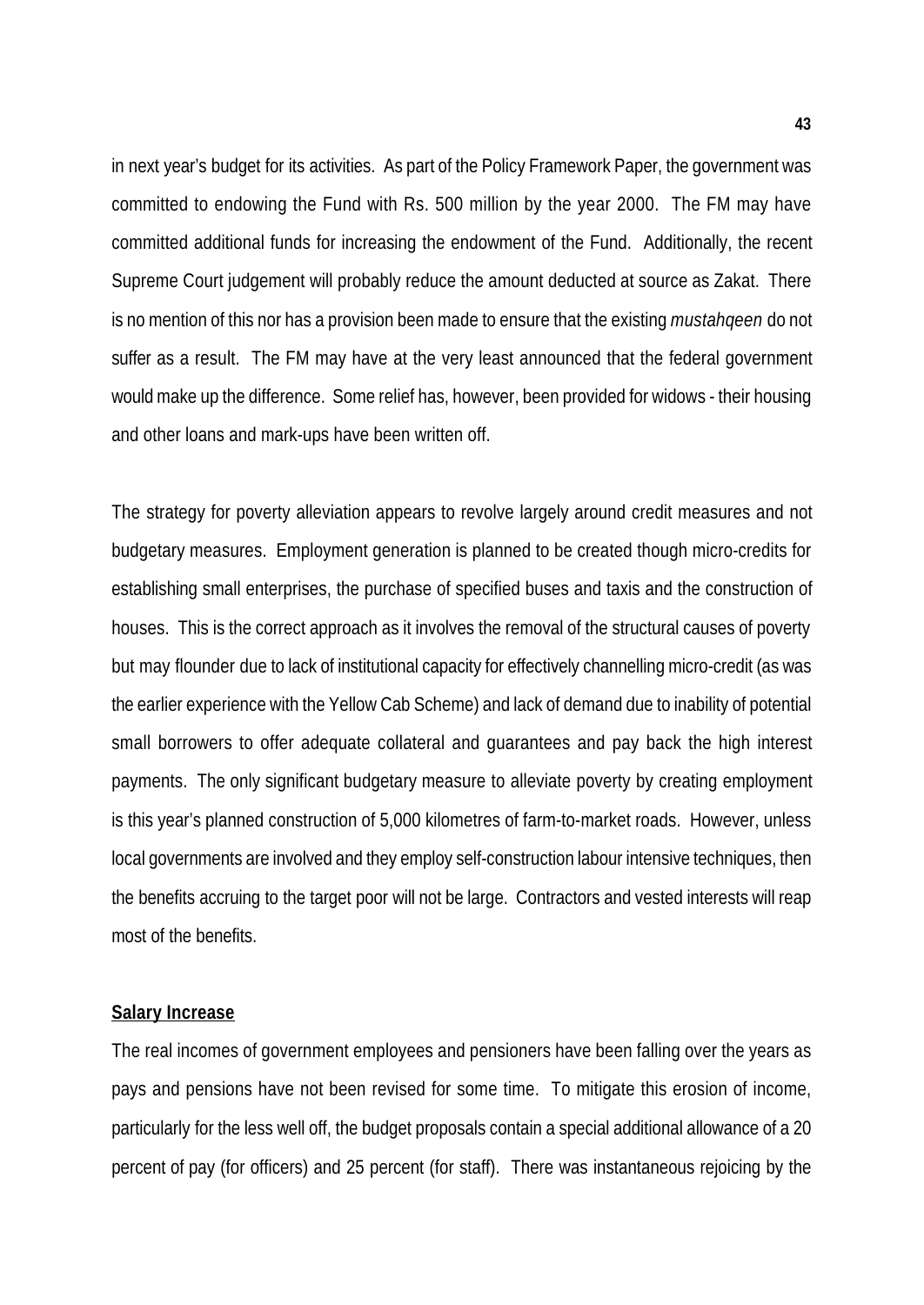in next year's budget for its activities. As part of the Policy Framework Paper, the government was committed to endowing the Fund with Rs. 500 million by the year 2000. The FM may have committed additional funds for increasing the endowment of the Fund. Additionally, the recent Supreme Court judgement will probably reduce the amount deducted at source as Zakat. There is no mention of this nor has a provision been made to ensure that the existing *mustahqeen* do not suffer as a result. The FM may have at the very least announced that the federal government would make up the difference. Some relief has, however, been provided for widows - their housing and other loans and mark-ups have been written off.

The strategy for poverty alleviation appears to revolve largely around credit measures and not budgetary measures. Employment generation is planned to be created though micro-credits for establishing small enterprises, the purchase of specified buses and taxis and the construction of houses. This is the correct approach as it involves the removal of the structural causes of poverty but may flounder due to lack of institutional capacity for effectively channelling micro-credit (as was the earlier experience with the Yellow Cab Scheme) and lack of demand due to inability of potential small borrowers to offer adequate collateral and guarantees and pay back the high interest payments. The only significant budgetary measure to alleviate poverty by creating employment is this year's planned construction of 5,000 kilometres of farm-to-market roads. However, unless local governments are involved and they employ self-construction labour intensive techniques, then the benefits accruing to the target poor will not be large. Contractors and vested interests will reap most of the benefits.

**Salary Increase**

The real incomes of government employees and pensioners have been falling over the years as pays and pensions have not been revised for some time. To mitigate this erosion of income, particularly for the less well off, the budget proposals contain a special additional allowance of a 20 percent of pay (for officers) and 25 percent (for staff). There was instantaneous rejoicing by the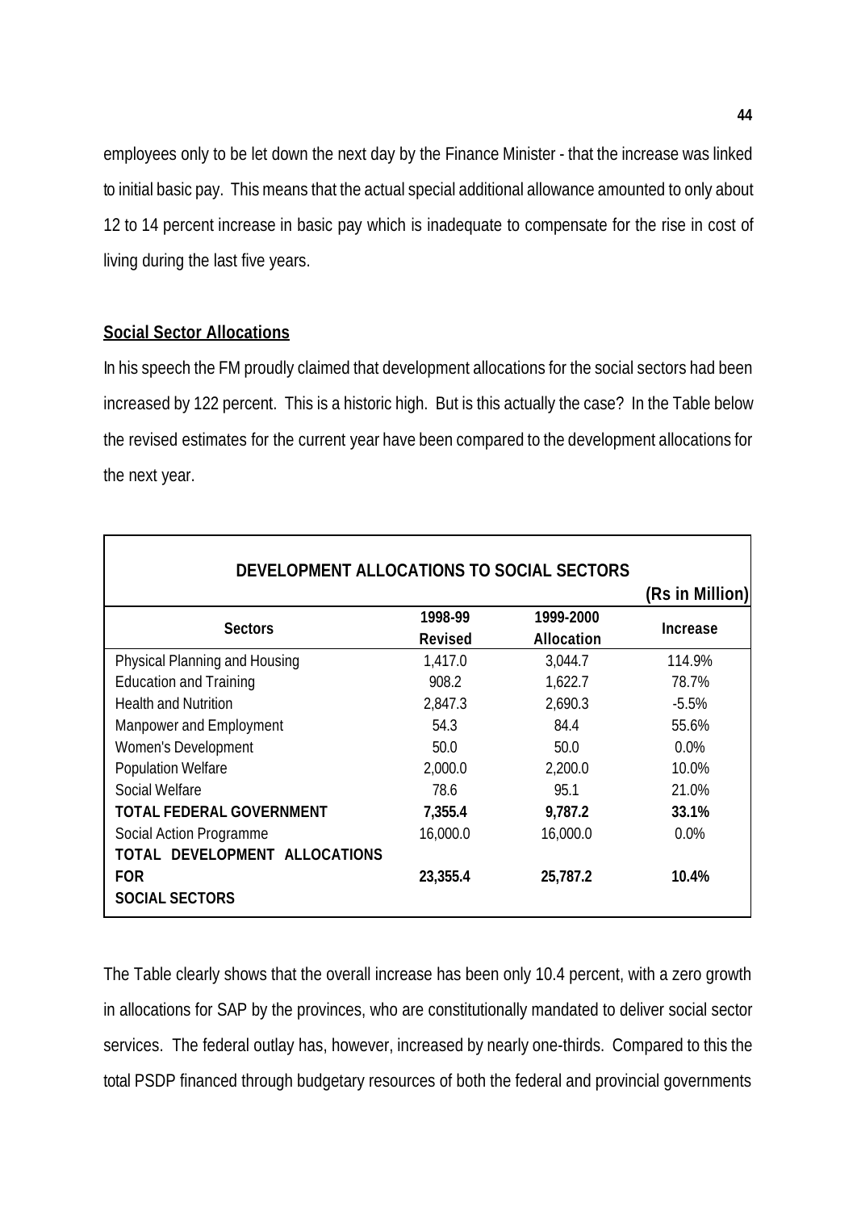employees only to be let down the next day by the Finance Minister - that the increase was linked to initial basic pay. This means that the actual special additional allowance amounted to only about 12 to 14 percent increase in basic pay which is inadequate to compensate for the rise in cost of living during the last five years.

**Social Sector Allocations**

In his speech the FM proudly claimed that development allocations for the social sectors had been increased by 122 percent. This is a historic high. But is this actually the case? In the Table below the revised estimates for the current year have been compared to the development allocations for the next year.

**DEVELOPMENT ALLOCATIONS TO SOCIAL SECTORS**

(Rs in Million)

| Sectors | 1998-99 Revised | 1999-2000 Allocation | Increase |
|---|---|---|---|
| Physical Planning and Housing | 1,417.0 | 3,044.7 | 114.9% |
| Education and Training | 908.2 | 1,622.7 | 78.7% |
| Health and Nutrition | 2,847.3 | 2,690.3 | -5.5% |
| Manpower and Employment | 54.3 | 84.4 | 55.6% |
| Women's Development | 50.0 | 50.0 | 0.0% |
| Population Welfare | 2,000.0 | 2,200.0 | 10.0% |
| Social Welfare | 78.6 | 95.1 | 21.0% |
| **TOTAL FEDERAL GOVERNMENT** | **7,355.4** | **9,787.2** | **33.1%** |
| Social Action Programme | 16,000.0 | 16,000.0 | 0.0% |
| **TOTAL DEVELOPMENT ALLOCATIONS FOR SOCIAL SECTORS** | **23,355.4** | **25,787.2** | **10.4%** |

The Table clearly shows that the overall increase has been only 10.4 percent, with a zero growth in allocations for SAP by the provinces, who are constitutionally mandated to deliver social sector services. The federal outlay has, however, increased by nearly one-thirds. Compared to this the total PSDP financed through budgetary resources of both the federal and provincial governments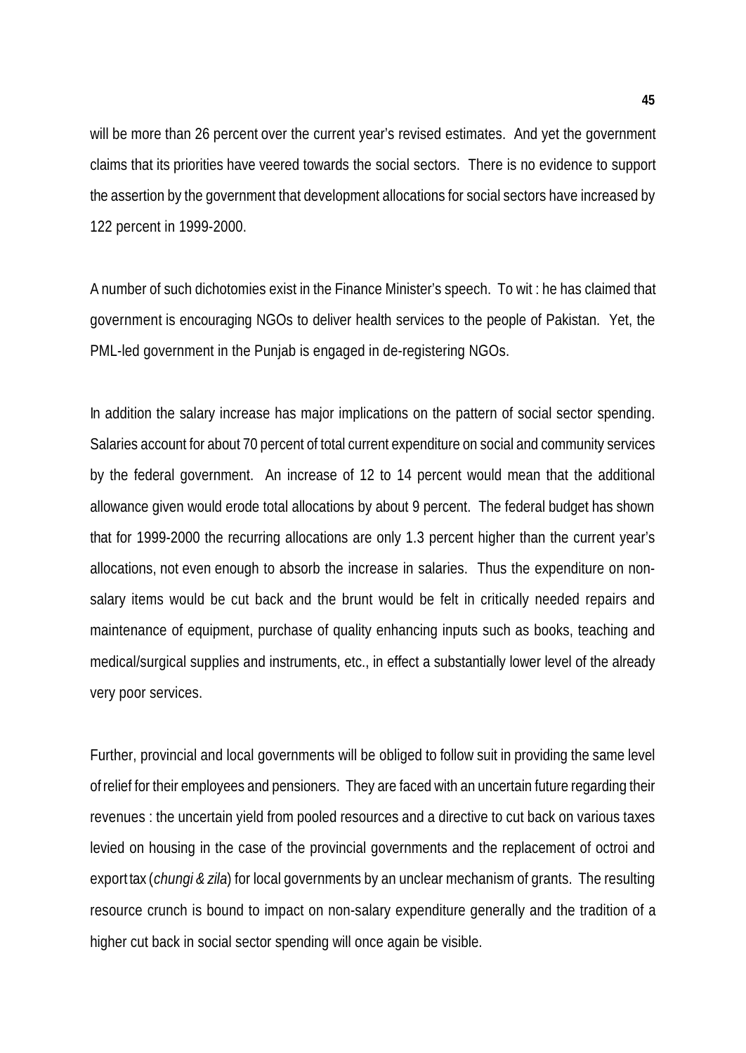will be more than 26 percent over the current year's revised estimates. And yet the government claims that its priorities have veered towards the social sectors. There is no evidence to support the assertion by the government that development allocations for social sectors have increased by 122 percent in 1999-2000.

A number of such dichotomies exist in the Finance Minister's speech. To wit : he has claimed that government is encouraging NGOs to deliver health services to the people of Pakistan. Yet, the PML-led government in the Punjab is engaged in de-registering NGOs.

In addition the salary increase has major implications on the pattern of social sector spending. Salaries account for about 70 percent of total current expenditure on social and community services by the federal government. An increase of 12 to 14 percent would mean that the additional allowance given would erode total allocations by about 9 percent. The federal budget has shown that for 1999-2000 the recurring allocations are only 1.3 percent higher than the current year's allocations, not even enough to absorb the increase in salaries. Thus the expenditure on non-salary items would be cut back and the brunt would be felt in critically needed repairs and maintenance of equipment, purchase of quality enhancing inputs such as books, teaching and medical/surgical supplies and instruments, etc., in effect a substantially lower level of the already very poor services.

Further, provincial and local governments will be obliged to follow suit in providing the same level of relief for their employees and pensioners. They are faced with an uncertain future regarding their revenues : the uncertain yield from pooled resources and a directive to cut back on various taxes levied on housing in the case of the provincial governments and the replacement of octroi and export tax (*chungi & zila*) for local governments by an unclear mechanism of grants. The resulting resource crunch is bound to impact on non-salary expenditure generally and the tradition of a higher cut back in social sector spending will once again be visible.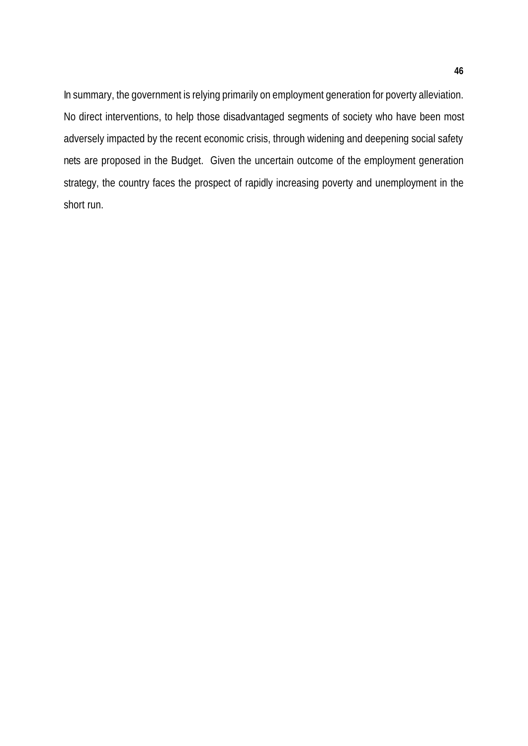In summary, the government is relying primarily on employment generation for poverty alleviation. No direct interventions, to help those disadvantaged segments of society who have been most adversely impacted by the recent economic crisis, through widening and deepening social safety nets are proposed in the Budget. Given the uncertain outcome of the employment generation strategy, the country faces the prospect of rapidly increasing poverty and unemployment in the short run.